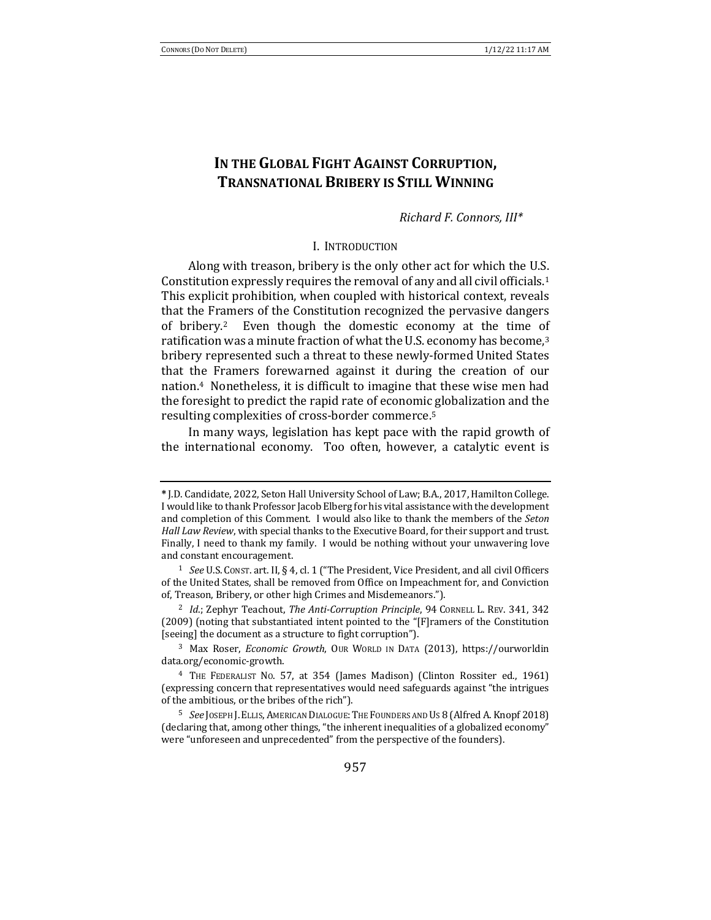# IN THE GLOBAL FIGHT AGAINST CORRUPTION, TRANSNATIONAL BRIBERY IS STILL WINNING

*Richard F. Connors, III\**

## I. INTRODUCTION

Along with treason, bribery is the only other act for which the U.S. Constitution expressly requires the removal of any and all civil officials.[1] This explicit prohibition, when coupled with historical context, reveals that the Framers of the Constitution recognized the pervasive dangers of bribery.[2] Even though the domestic economy at the time of ratification was a minute fraction of what the U.S. economy has become,[3] bribery represented such a threat to these newly-formed United States that the Framers forewarned against it during the creation of our nation.[4] Nonetheless, it is difficult to imagine that these wise men had the foresight to predict the rapid rate of economic globalization and the resulting complexities of cross-border commerce.[5]

In many ways, legislation has kept pace with the rapid growth of the international economy. Too often, however, a catalytic event is

---

\* J.D. Candidate, 2022, Seton Hall University School of Law; B.A., 2017, Hamilton College. I would like to thank Professor Jacob Elberg for his vital assistance with the development and completion of this Comment. I would also like to thank the members of the *Seton Hall Law Review*, with special thanks to the Executive Board, for their support and trust. Finally, I need to thank my family. I would be nothing without your unwavering love and constant encouragement.

[1] *See* U.S. CONST. art. II, § 4, cl. 1 ("The President, Vice President, and all civil Officers of the United States, shall be removed from Office on Impeachment for, and Conviction of, Treason, Bribery, or other high Crimes and Misdemeanors.").

[2] *Id.*; Zephyr Teachout, *The Anti-Corruption Principle*, 94 CORNELL L. REV. 341, 342 (2009) (noting that substantiated intent pointed to the "[F]ramers of the Constitution [seeing] the document as a structure to fight corruption").

[3] Max Roser, *Economic Growth*, OUR WORLD IN DATA (2013), https://ourworldindata.org/economic-growth.

[4] THE FEDERALIST NO. 57, at 354 (James Madison) (Clinton Rossiter ed., 1961) (expressing concern that representatives would need safeguards against "the intrigues of the ambitious, or the bribes of the rich").

[5] *See* JOSEPH J. ELLIS, AMERICAN DIALOGUE: THE FOUNDERS AND US 8 (Alfred A. Knopf 2018) (declaring that, among other things, "the inherent inequalities of a globalized economy" were "unforeseen and unprecedented" from the perspective of the founders).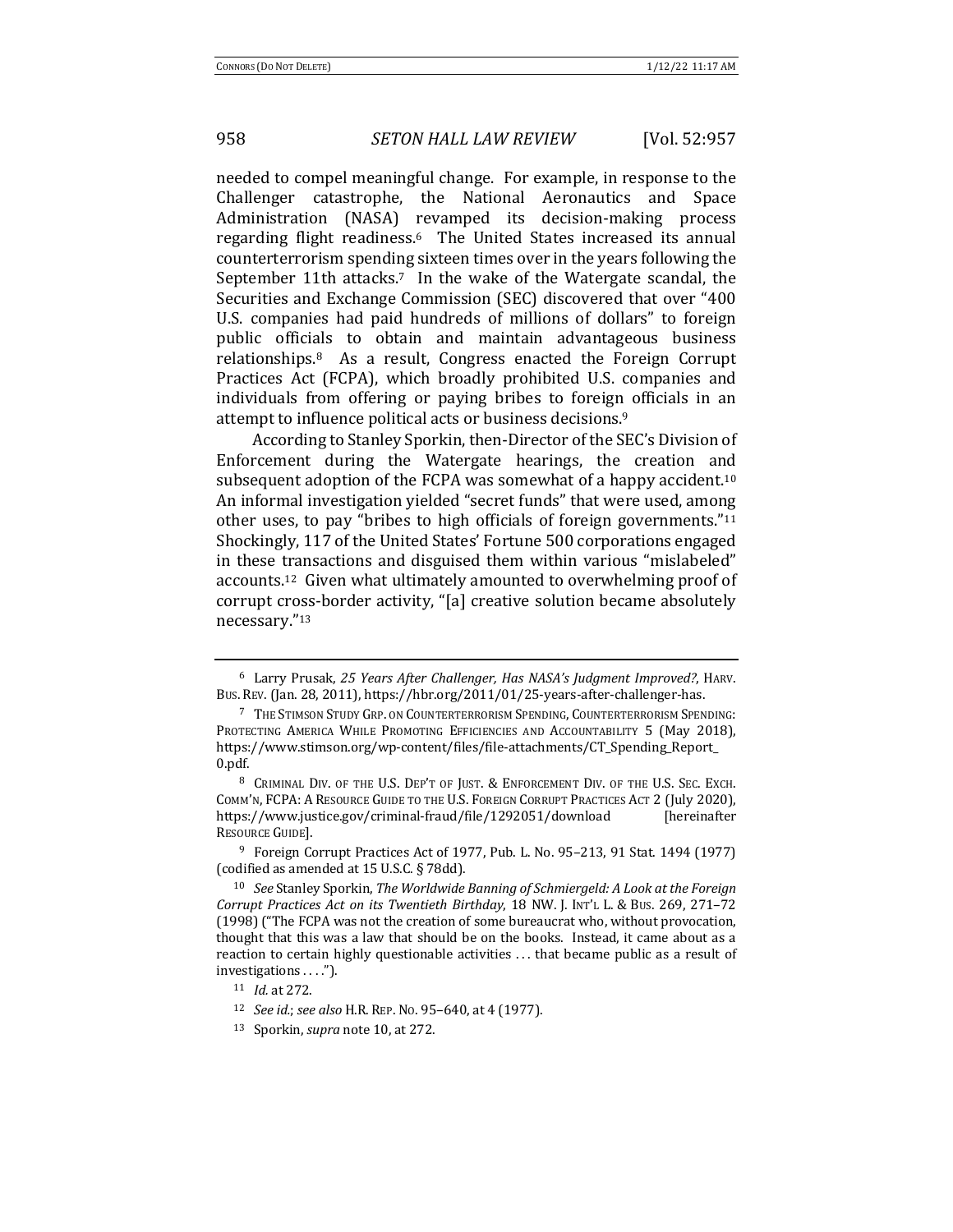needed to compel meaningful change. For example, in response to the Challenger catastrophe, the National Aeronautics and Space Administration (NASA) revamped its decision-making process regarding flight readiness.[6] The United States increased its annual counterterrorism spending sixteen times over in the years following the September 11th attacks.[7] In the wake of the Watergate scandal, the Securities and Exchange Commission (SEC) discovered that over "400 U.S. companies had paid hundreds of millions of dollars" to foreign public officials to obtain and maintain advantageous business relationships.[8] As a result, Congress enacted the Foreign Corrupt Practices Act (FCPA), which broadly prohibited U.S. companies and individuals from offering or paying bribes to foreign officials in an attempt to influence political acts or business decisions.[9]

According to Stanley Sporkin, then-Director of the SEC's Division of Enforcement during the Watergate hearings, the creation and subsequent adoption of the FCPA was somewhat of a happy accident.[10] An informal investigation yielded "secret funds" that were used, among other uses, to pay "bribes to high officials of foreign governments."[11] Shockingly, 117 of the United States' Fortune 500 corporations engaged in these transactions and disguised them within various "mislabeled" accounts.[12] Given what ultimately amounted to overwhelming proof of corrupt cross-border activity, "[a] creative solution became absolutely necessary."[13]

---

[6] Larry Prusak, *25 Years After Challenger, Has NASA's Judgment Improved?*, HARV. BUS. REV. (Jan. 28, 2011), https://hbr.org/2011/01/25-years-after-challenger-has.

[7] THE STIMSON STUDY GRP. ON COUNTERTERRORISM SPENDING, COUNTERTERRORISM SPENDING: PROTECTING AMERICA WHILE PROMOTING EFFICIENCIES AND ACCOUNTABILITY 5 (May 2018), https://www.stimson.org/wp-content/files/file-attachments/CT_Spending_Report_0.pdf.

[8] CRIMINAL DIV. OF THE U.S. DEP'T OF JUST. & ENFORCEMENT DIV. OF THE U.S. SEC. EXCH. COMM'N, FCPA: A RESOURCE GUIDE TO THE U.S. FOREIGN CORRUPT PRACTICES ACT 2 (July 2020), https://www.justice.gov/criminal-fraud/file/1292051/download [hereinafter RESOURCE GUIDE].

[9] Foreign Corrupt Practices Act of 1977, Pub. L. No. 95–213, 91 Stat. 1494 (1977) (codified as amended at 15 U.S.C. § 78dd).

[10] *See* Stanley Sporkin, *The Worldwide Banning of Schmiergeld: A Look at the Foreign Corrupt Practices Act on its Twentieth Birthday*, 18 NW. J. INT'L L. & BUS. 269, 271–72 (1998) ("The FCPA was not the creation of some bureaucrat who, without provocation, thought that this was a law that should be on the books. Instead, it came about as a reaction to certain highly questionable activities . . . that became public as a result of investigations . . . .").

[11] *Id.* at 272.

[12] *See id.*; *see also* H.R. REP. NO. 95–640, at 4 (1977).

[13] Sporkin, *supra* note 10, at 272.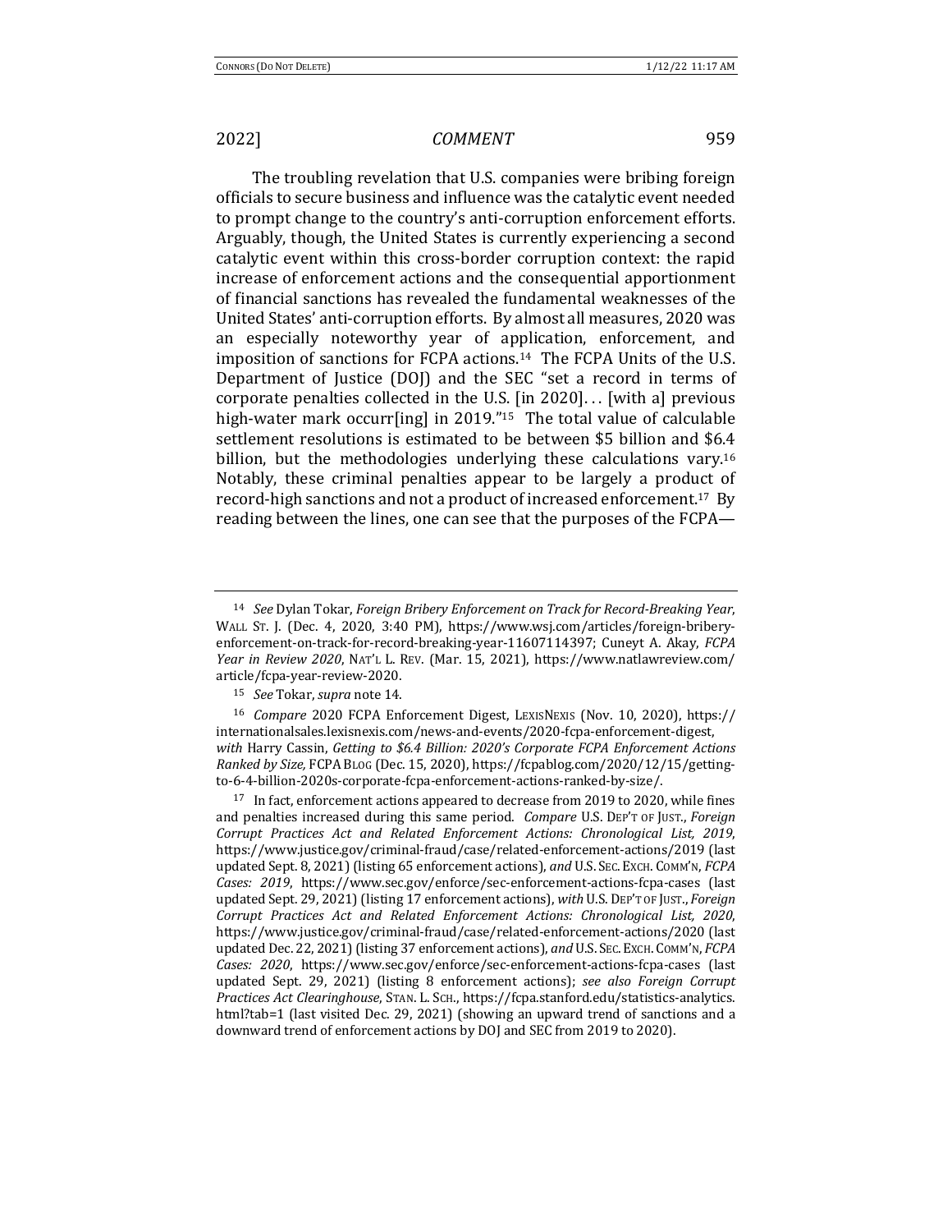The troubling revelation that U.S. companies were bribing foreign officials to secure business and influence was the catalytic event needed to prompt change to the country's anti-corruption enforcement efforts. Arguably, though, the United States is currently experiencing a second catalytic event within this cross-border corruption context: the rapid increase of enforcement actions and the consequential apportionment of financial sanctions has revealed the fundamental weaknesses of the United States' anti-corruption efforts. By almost all measures, 2020 was an especially noteworthy year of application, enforcement, and imposition of sanctions for FCPA actions.[14] The FCPA Units of the U.S. Department of Justice (DOJ) and the SEC "set a record in terms of corporate penalties collected in the U.S. [in 2020]. . . [with a] previous high-water mark occurr[ing] in 2019."[15] The total value of calculable settlement resolutions is estimated to be between $5 billion and $6.4 billion, but the methodologies underlying these calculations vary.[16] Notably, these criminal penalties appear to be largely a product of record-high sanctions and not a product of increased enforcement.[17] By reading between the lines, one can see that the purposes of the FCPA—

---

[14] *See* Dylan Tokar, *Foreign Bribery Enforcement on Track for Record-Breaking Year*, WALL ST. J. (Dec. 4, 2020, 3:40 PM), https://www.wsj.com/articles/foreign-bribery-enforcement-on-track-for-record-breaking-year-11607114397; Cuneyt A. Akay, *FCPA Year in Review 2020*, NAT'L L. REV. (Mar. 15, 2021), https://www.natlawreview.com/article/fcpa-year-review-2020.

[15] *See* Tokar, *supra* note 14.

[16] *Compare* 2020 FCPA Enforcement Digest, LEXISNEXIS (Nov. 10, 2020), https://internationalsales.lexisnexis.com/news-and-events/2020-fcpa-enforcement-digest, *with* Harry Cassin, *Getting to $6.4 Billion: 2020's Corporate FCPA Enforcement Actions Ranked by Size,* FCPA BLOG (Dec. 15, 2020), https://fcpablog.com/2020/12/15/getting-to-6-4-billion-2020s-corporate-fcpa-enforcement-actions-ranked-by-size/.

[17] In fact, enforcement actions appeared to decrease from 2019 to 2020, while fines and penalties increased during this same period. *Compare* U.S. DEP'T OF JUST., *Foreign Corrupt Practices Act and Related Enforcement Actions: Chronological List, 2019*, https://www.justice.gov/criminal-fraud/case/related-enforcement-actions/2019 (last updated Sept. 8, 2021) (listing 65 enforcement actions), *and* U.S. SEC. EXCH. COMM'N, *FCPA Cases: 2019*, https://www.sec.gov/enforce/sec-enforcement-actions-fcpa-cases (last updated Sept. 29, 2021) (listing 17 enforcement actions), *with* U.S. DEP'T OF JUST., *Foreign Corrupt Practices Act and Related Enforcement Actions: Chronological List, 2020*, https://www.justice.gov/criminal-fraud/case/related-enforcement-actions/2020 (last updated Dec. 22, 2021) (listing 37 enforcement actions), *and* U.S. SEC. EXCH. COMM'N, *FCPA Cases: 2020*, https://www.sec.gov/enforce/sec-enforcement-actions-fcpa-cases (last updated Sept. 29, 2021) (listing 8 enforcement actions); *see also Foreign Corrupt Practices Act Clearinghouse*, STAN. L. SCH., https://fcpa.stanford.edu/statistics-analytics.html?tab=1 (last visited Dec. 29, 2021) (showing an upward trend of sanctions and a downward trend of enforcement actions by DOJ and SEC from 2019 to 2020).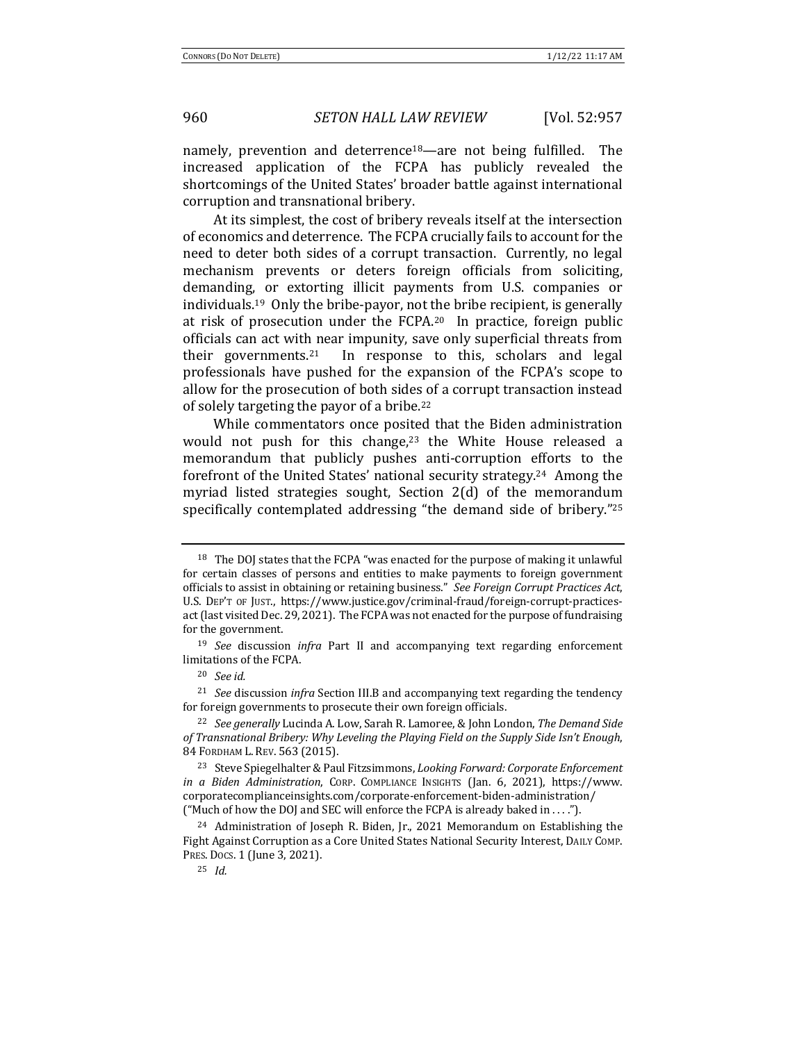namely, prevention and deterrence[18]—are not being fulfilled. The increased application of the FCPA has publicly revealed the shortcomings of the United States' broader battle against international corruption and transnational bribery.

At its simplest, the cost of bribery reveals itself at the intersection of economics and deterrence. The FCPA crucially fails to account for the need to deter both sides of a corrupt transaction. Currently, no legal mechanism prevents or deters foreign officials from soliciting, demanding, or extorting illicit payments from U.S. companies or individuals.[19] Only the bribe-payor, not the bribe recipient, is generally at risk of prosecution under the FCPA.[20] In practice, foreign public officials can act with near impunity, save only superficial threats from their governments.[21] In response to this, scholars and legal professionals have pushed for the expansion of the FCPA's scope to allow for the prosecution of both sides of a corrupt transaction instead of solely targeting the payor of a bribe.[22]

While commentators once posited that the Biden administration would not push for this change,[23] the White House released a memorandum that publicly pushes anti-corruption efforts to the forefront of the United States' national security strategy.[24] Among the myriad listed strategies sought, Section 2(d) of the memorandum specifically contemplated addressing "the demand side of bribery."[25]

---

[18] The DOJ states that the FCPA "was enacted for the purpose of making it unlawful for certain classes of persons and entities to make payments to foreign government officials to assist in obtaining or retaining business." *See Foreign Corrupt Practices Act*, U.S. DEP'T OF JUST., https://www.justice.gov/criminal-fraud/foreign-corrupt-practices-act (last visited Dec. 29, 2021). The FCPA was not enacted for the purpose of fundraising for the government.

[19] *See* discussion *infra* Part II and accompanying text regarding enforcement limitations of the FCPA.

[20] *See id.*

[21] *See* discussion *infra* Section III.B and accompanying text regarding the tendency for foreign governments to prosecute their own foreign officials.

[22] *See generally* Lucinda A. Low, Sarah R. Lamoree, & John London, *The Demand Side of Transnational Bribery: Why Leveling the Playing Field on the Supply Side Isn't Enough*, 84 FORDHAM L. REV. 563 (2015).

[23] Steve Spiegelhalter & Paul Fitzsimmons, *Looking Forward: Corporate Enforcement in a Biden Administration*, CORP. COMPLIANCE INSIGHTS (Jan. 6, 2021), https://www.corporatecomplianceinsights.com/corporate-enforcement-biden-administration/ ("Much of how the DOJ and SEC will enforce the FCPA is already baked in . . . .").

[24] Administration of Joseph R. Biden, Jr., 2021 Memorandum on Establishing the Fight Against Corruption as a Core United States National Security Interest, DAILY COMP. PRES. DOCS. 1 (June 3, 2021).

[25] *Id.*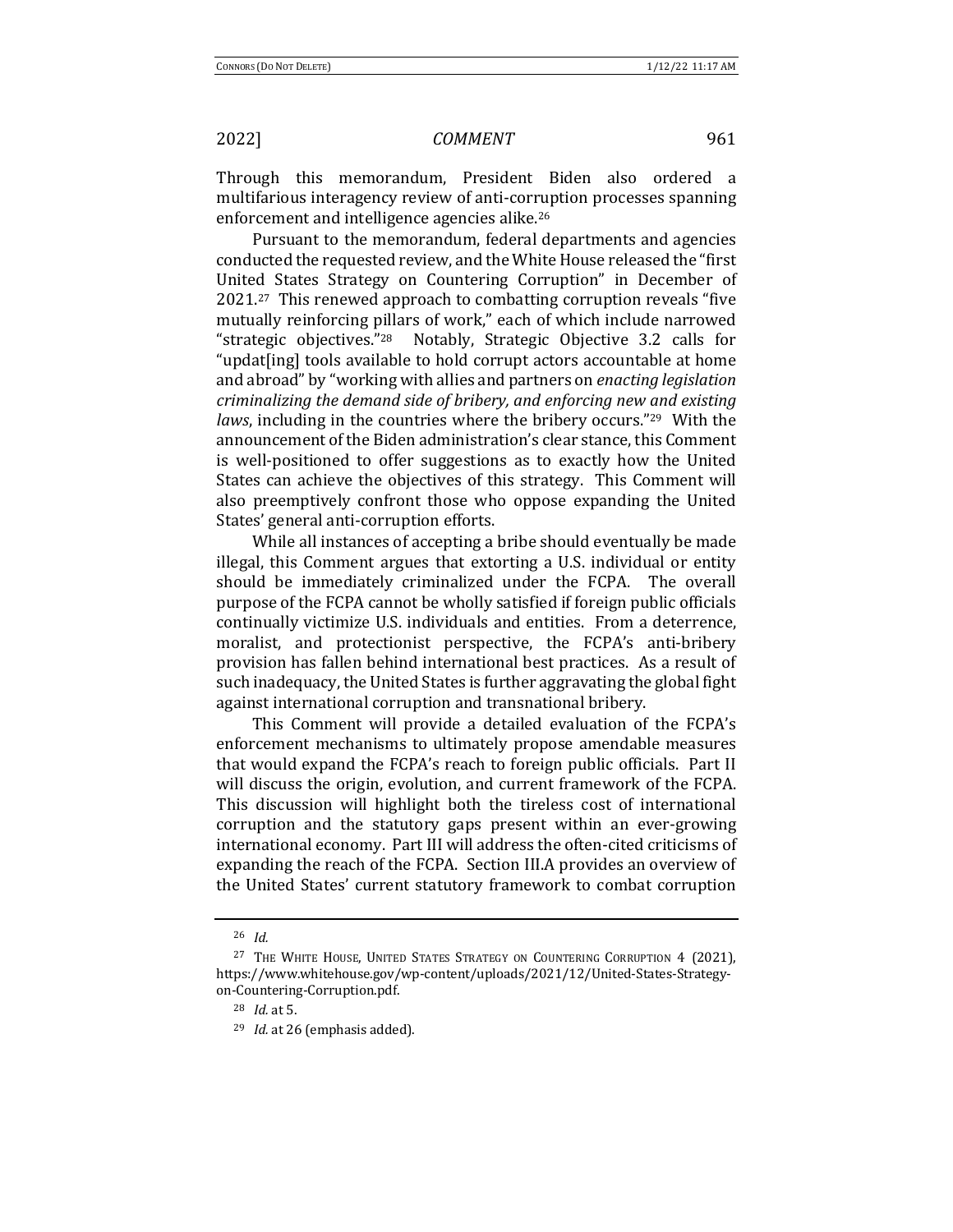Through this memorandum, President Biden also ordered a multifarious interagency review of anti-corruption processes spanning enforcement and intelligence agencies alike.[26]

Pursuant to the memorandum, federal departments and agencies conducted the requested review, and the White House released the "first United States Strategy on Countering Corruption" in December of 2021.[27] This renewed approach to combatting corruption reveals "five mutually reinforcing pillars of work," each of which include narrowed "strategic objectives."[28] Notably, Strategic Objective 3.2 calls for "updat[ing] tools available to hold corrupt actors accountable at home and abroad" by "working with allies and partners on *enacting legislation criminalizing the demand side of bribery, and enforcing new and existing laws*, including in the countries where the bribery occurs."[29] With the announcement of the Biden administration's clear stance, this Comment is well-positioned to offer suggestions as to exactly how the United States can achieve the objectives of this strategy. This Comment will also preemptively confront those who oppose expanding the United States' general anti-corruption efforts.

While all instances of accepting a bribe should eventually be made illegal, this Comment argues that extorting a U.S. individual or entity should be immediately criminalized under the FCPA. The overall purpose of the FCPA cannot be wholly satisfied if foreign public officials continually victimize U.S. individuals and entities. From a deterrence, moralist, and protectionist perspective, the FCPA's anti-bribery provision has fallen behind international best practices. As a result of such inadequacy, the United States is further aggravating the global fight against international corruption and transnational bribery.

This Comment will provide a detailed evaluation of the FCPA's enforcement mechanisms to ultimately propose amendable measures that would expand the FCPA's reach to foreign public officials. Part II will discuss the origin, evolution, and current framework of the FCPA. This discussion will highlight both the tireless cost of international corruption and the statutory gaps present within an ever-growing international economy. Part III will address the often-cited criticisms of expanding the reach of the FCPA. Section III.A provides an overview of the United States' current statutory framework to combat corruption

---

[26] *Id.*

[27] THE WHITE HOUSE, UNITED STATES STRATEGY ON COUNTERING CORRUPTION 4 (2021), https://www.whitehouse.gov/wp-content/uploads/2021/12/United-States-Strategy-on-Countering-Corruption.pdf.

[28] *Id.* at 5.

[29] *Id.* at 26 (emphasis added).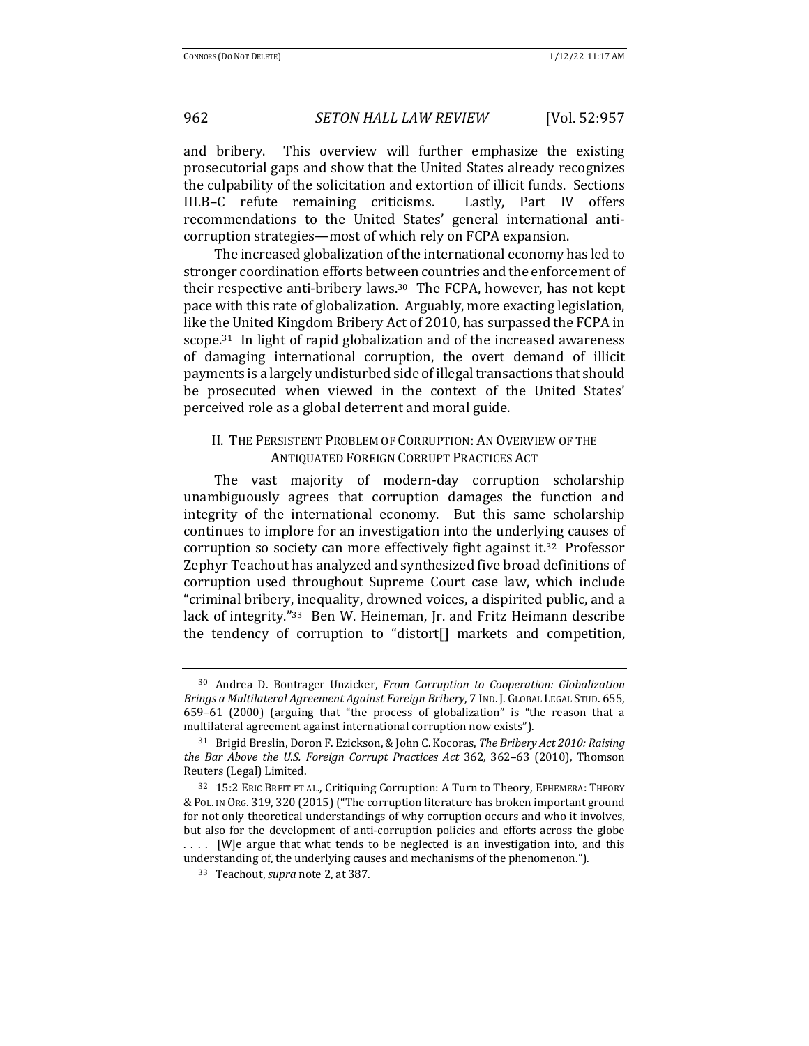and bribery. This overview will further emphasize the existing prosecutorial gaps and show that the United States already recognizes the culpability of the solicitation and extortion of illicit funds. Sections III.B–C refute remaining criticisms. Lastly, Part IV offers recommendations to the United States' general international anti-corruption strategies—most of which rely on FCPA expansion.

The increased globalization of the international economy has led to stronger coordination efforts between countries and the enforcement of their respective anti-bribery laws.[30] The FCPA, however, has not kept pace with this rate of globalization. Arguably, more exacting legislation, like the United Kingdom Bribery Act of 2010, has surpassed the FCPA in scope.[31] In light of rapid globalization and of the increased awareness of damaging international corruption, the overt demand of illicit payments is a largely undisturbed side of illegal transactions that should be prosecuted when viewed in the context of the United States' perceived role as a global deterrent and moral guide.

## II. The Persistent Problem of Corruption: An Overview of the Antiquated Foreign Corrupt Practices Act

The vast majority of modern-day corruption scholarship unambiguously agrees that corruption damages the function and integrity of the international economy. But this same scholarship continues to implore for an investigation into the underlying causes of corruption so society can more effectively fight against it.[32] Professor Zephyr Teachout has analyzed and synthesized five broad definitions of corruption used throughout Supreme Court case law, which include "criminal bribery, inequality, drowned voices, a dispirited public, and a lack of integrity."[33] Ben W. Heineman, Jr. and Fritz Heimann describe the tendency of corruption to "distort[] markets and competition,

---

[30] Andrea D. Bontrager Unzicker, *From Corruption to Cooperation: Globalization Brings a Multilateral Agreement Against Foreign Bribery*, 7 Ind. J. Global Legal Stud. 655, 659–61 (2000) (arguing that "the process of globalization" is "the reason that a multilateral agreement against international corruption now exists").

[31] Brigid Breslin, Doron F. Ezickson, & John C. Kocoras, *The Bribery Act 2010: Raising the Bar Above the U.S. Foreign Corrupt Practices Act* 362, 362–63 (2010), Thomson Reuters (Legal) Limited.

[32] 15:2 Eric Breit et al., Critiquing Corruption: A Turn to Theory, Ephemera: Theory & Pol. in Org. 319, 320 (2015) ("The corruption literature has broken important ground for not only theoretical understandings of why corruption occurs and who it involves, but also for the development of anti-corruption policies and efforts across the globe . . . . [W]e argue that what tends to be neglected is an investigation into, and this understanding of, the underlying causes and mechanisms of the phenomenon.").

[33] Teachout, *supra* note 2, at 387.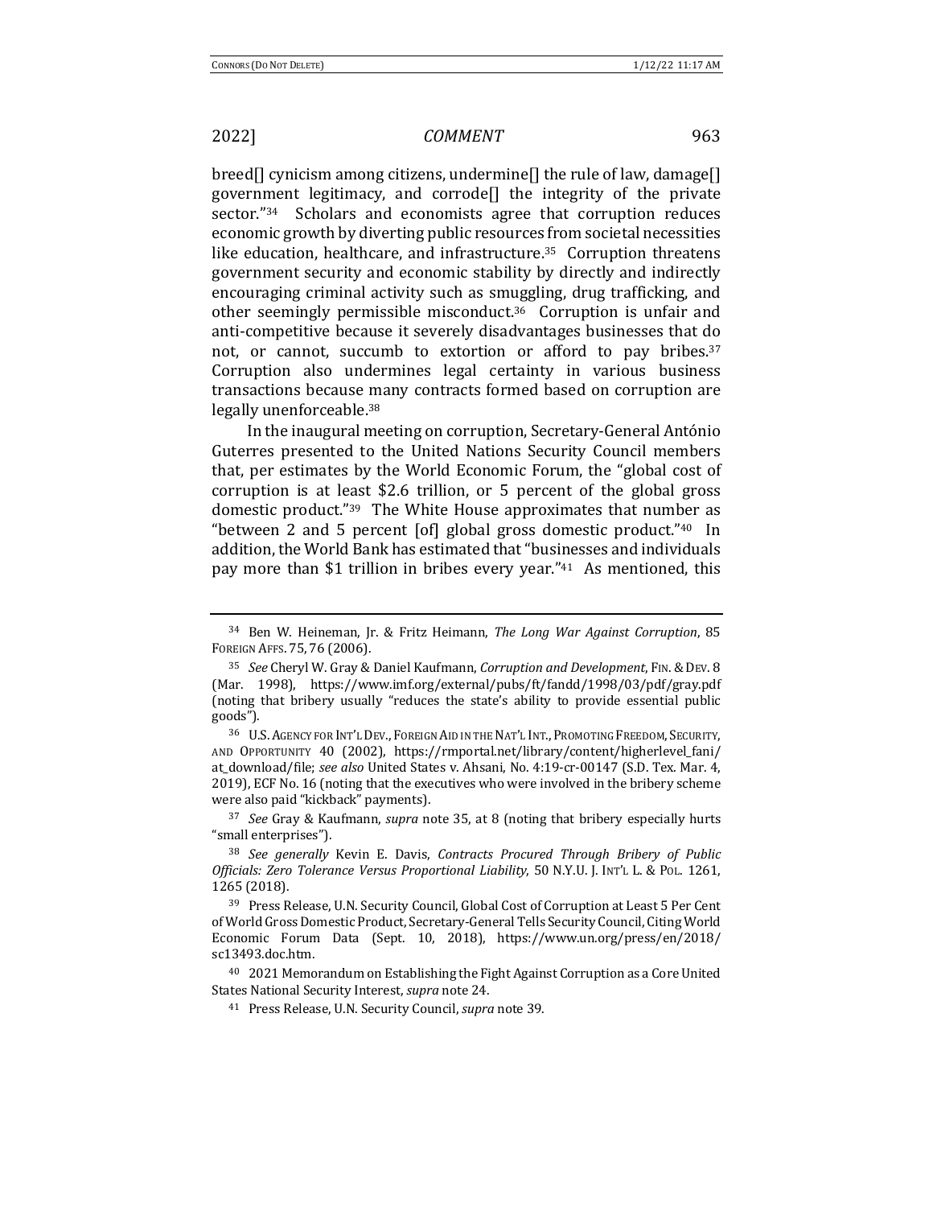breed[] cynicism among citizens, undermine[] the rule of law, damage[] government legitimacy, and corrode[] the integrity of the private sector."[34] Scholars and economists agree that corruption reduces economic growth by diverting public resources from societal necessities like education, healthcare, and infrastructure.[35] Corruption threatens government security and economic stability by directly and indirectly encouraging criminal activity such as smuggling, drug trafficking, and other seemingly permissible misconduct.[36] Corruption is unfair and anti-competitive because it severely disadvantages businesses that do not, or cannot, succumb to extortion or afford to pay bribes.[37] Corruption also undermines legal certainty in various business transactions because many contracts formed based on corruption are legally unenforceable.[38]

In the inaugural meeting on corruption, Secretary-General António Guterres presented to the United Nations Security Council members that, per estimates by the World Economic Forum, the "global cost of corruption is at least $2.6 trillion, or 5 percent of the global gross domestic product."[39] The White House approximates that number as "between 2 and 5 percent [of] global gross domestic product."[40] In addition, the World Bank has estimated that "businesses and individuals pay more than $1 trillion in bribes every year."[41] As mentioned, this

---

[34] Ben W. Heineman, Jr. & Fritz Heimann, *The Long War Against Corruption*, 85 FOREIGN AFFS. 75, 76 (2006).

[35] *See* Cheryl W. Gray & Daniel Kaufmann, *Corruption and Development*, FIN. & DEV. 8 (Mar. 1998), https://www.imf.org/external/pubs/ft/fandd/1998/03/pdf/gray.pdf (noting that bribery usually "reduces the state's ability to provide essential public goods").

[36] U.S. AGENCY FOR INT'L DEV., FOREIGN AID IN THE NAT'L INT., PROMOTING FREEDOM, SECURITY, AND OPPORTUNITY 40 (2002), https://rmportal.net/library/content/higherlevel_fani/at_download/file; *see also* United States v. Ahsani, No. 4:19-cr-00147 (S.D. Tex. Mar. 4, 2019), ECF No. 16 (noting that the executives who were involved in the bribery scheme were also paid "kickback" payments).

[37] *See* Gray & Kaufmann, *supra* note 35, at 8 (noting that bribery especially hurts "small enterprises").

[38] *See generally* Kevin E. Davis, *Contracts Procured Through Bribery of Public Officials: Zero Tolerance Versus Proportional Liability*, 50 N.Y.U. J. INT'L L. & POL. 1261, 1265 (2018).

[39] Press Release, U.N. Security Council, Global Cost of Corruption at Least 5 Per Cent of World Gross Domestic Product, Secretary-General Tells Security Council, Citing World Economic Forum Data (Sept. 10, 2018), https://www.un.org/press/en/2018/sc13493.doc.htm.

[40] 2021 Memorandum on Establishing the Fight Against Corruption as a Core United States National Security Interest, *supra* note 24.

[41] Press Release, U.N. Security Council, *supra* note 39.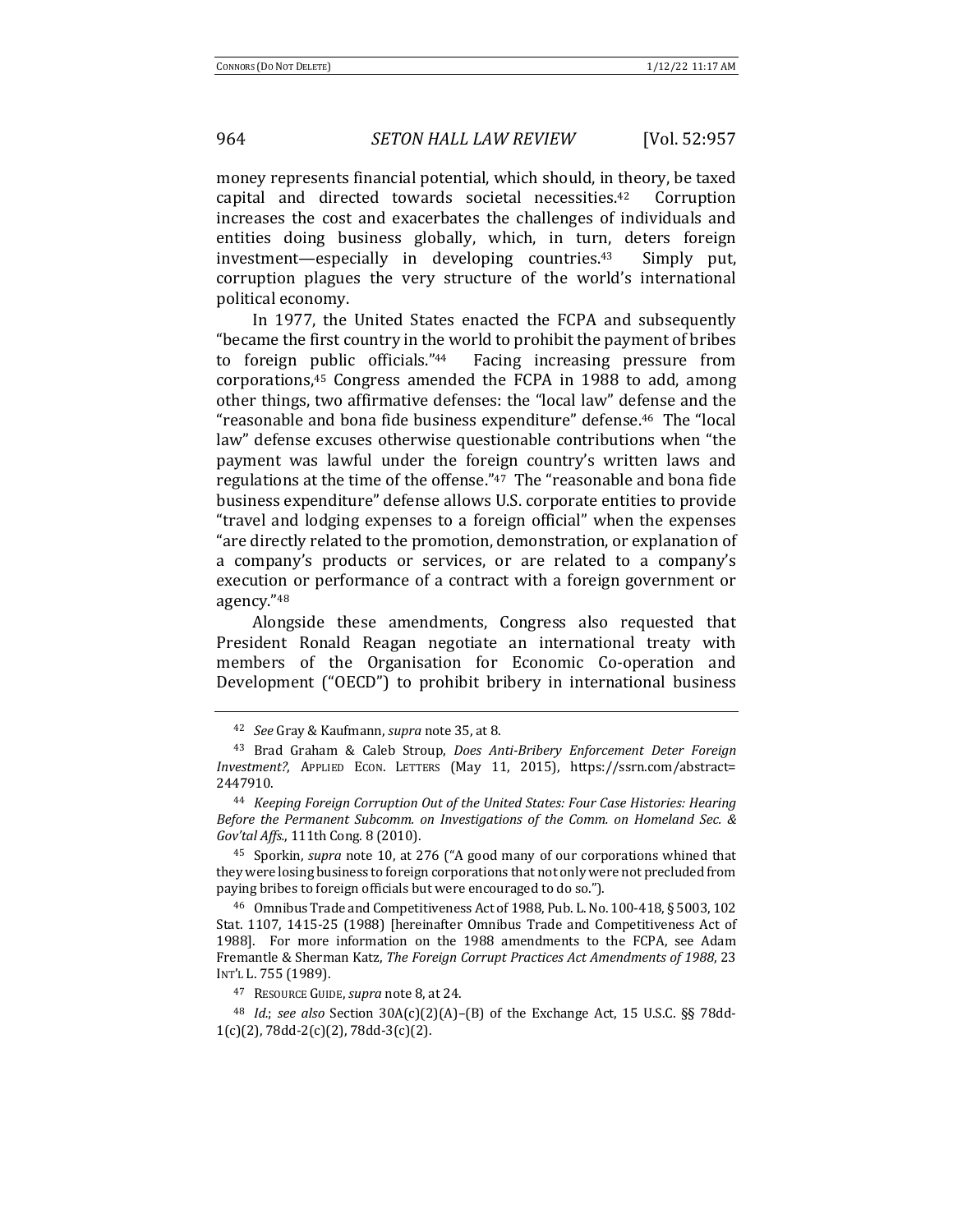money represents financial potential, which should, in theory, be taxed capital and directed towards societal necessities.[42] Corruption increases the cost and exacerbates the challenges of individuals and entities doing business globally, which, in turn, deters foreign investment—especially in developing countries.[43] Simply put, corruption plagues the very structure of the world's international political economy.

In 1977, the United States enacted the FCPA and subsequently "became the first country in the world to prohibit the payment of bribes to foreign public officials."[44] Facing increasing pressure from corporations,[45] Congress amended the FCPA in 1988 to add, among other things, two affirmative defenses: the "local law" defense and the "reasonable and bona fide business expenditure" defense.[46] The "local law" defense excuses otherwise questionable contributions when "the payment was lawful under the foreign country's written laws and regulations at the time of the offense."[47] The "reasonable and bona fide business expenditure" defense allows U.S. corporate entities to provide "travel and lodging expenses to a foreign official" when the expenses "are directly related to the promotion, demonstration, or explanation of a company's products or services, or are related to a company's execution or performance of a contract with a foreign government or agency."[48]

Alongside these amendments, Congress also requested that President Ronald Reagan negotiate an international treaty with members of the Organisation for Economic Co-operation and Development ("OECD") to prohibit bribery in international business

---

[42] *See* Gray & Kaufmann, *supra* note 35, at 8.

[43] Brad Graham & Caleb Stroup, *Does Anti-Bribery Enforcement Deter Foreign Investment?*, APPLIED ECON. LETTERS (May 11, 2015), https://ssrn.com/abstract=2447910.

[44] *Keeping Foreign Corruption Out of the United States: Four Case Histories: Hearing Before the Permanent Subcomm. on Investigations of the Comm. on Homeland Sec. & Gov'tal Affs.*, 111th Cong. 8 (2010).

[45] Sporkin, *supra* note 10, at 276 ("A good many of our corporations whined that they were losing business to foreign corporations that not only were not precluded from paying bribes to foreign officials but were encouraged to do so.").

[46] Omnibus Trade and Competitiveness Act of 1988, Pub. L. No. 100-418, § 5003, 102 Stat. 1107, 1415-25 (1988) [hereinafter Omnibus Trade and Competitiveness Act of 1988]. For more information on the 1988 amendments to the FCPA, see Adam Fremantle & Sherman Katz, *The Foreign Corrupt Practices Act Amendments of 1988*, 23 INT'L L. 755 (1989).

[47] RESOURCE GUIDE, *supra* note 8, at 24.

[48] *Id.*; *see also* Section 30A(c)(2)(A)–(B) of the Exchange Act, 15 U.S.C. §§ 78dd-1(c)(2), 78dd-2(c)(2), 78dd-3(c)(2).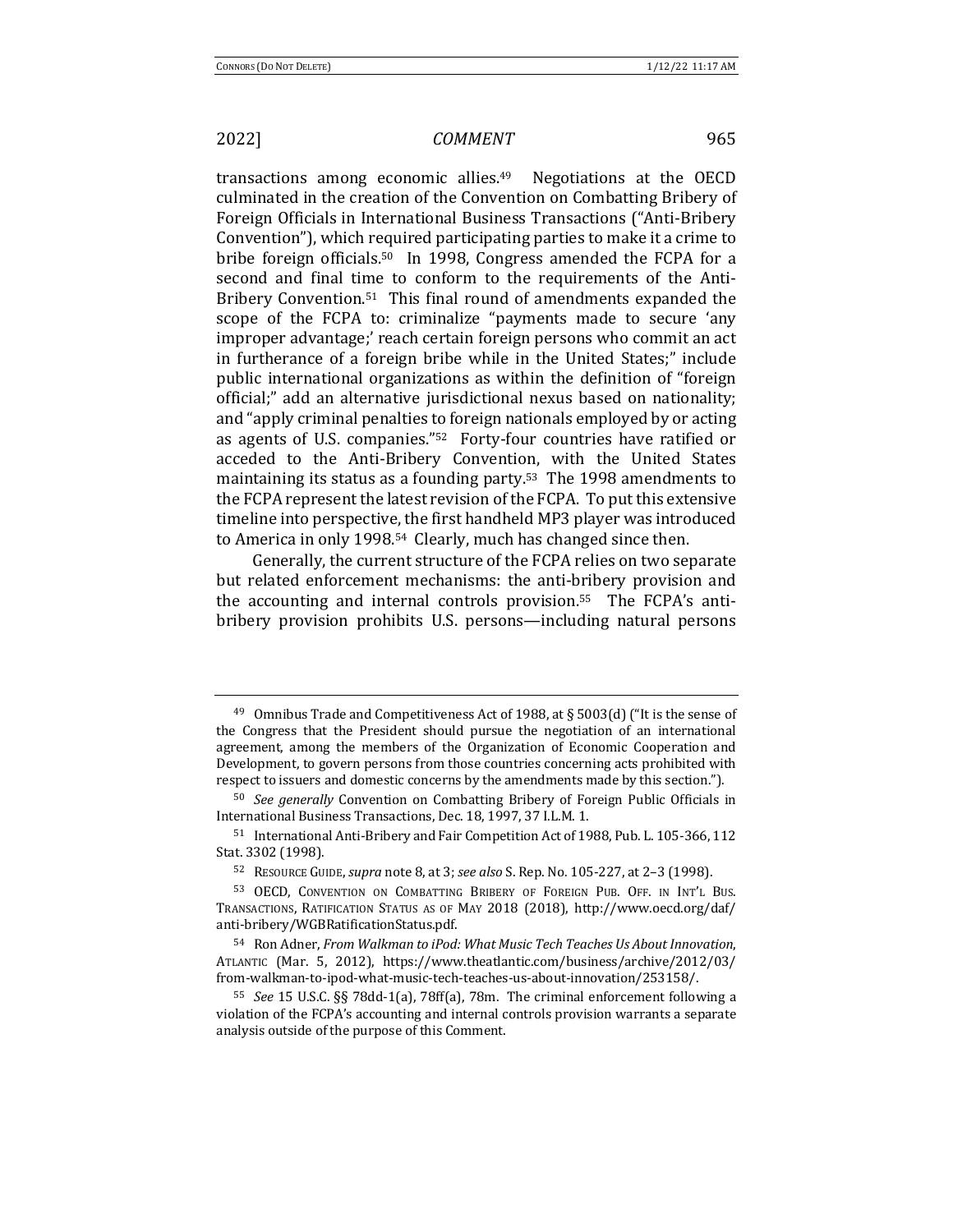transactions among economic allies.[49] Negotiations at the OECD culminated in the creation of the Convention on Combatting Bribery of Foreign Officials in International Business Transactions ("Anti-Bribery Convention"), which required participating parties to make it a crime to bribe foreign officials.[50] In 1998, Congress amended the FCPA for a second and final time to conform to the requirements of the Anti-Bribery Convention.[51] This final round of amendments expanded the scope of the FCPA to: criminalize "payments made to secure 'any improper advantage;' reach certain foreign persons who commit an act in furtherance of a foreign bribe while in the United States;" include public international organizations as within the definition of "foreign official;" add an alternative jurisdictional nexus based on nationality; and "apply criminal penalties to foreign nationals employed by or acting as agents of U.S. companies."[52] Forty-four countries have ratified or acceded to the Anti-Bribery Convention, with the United States maintaining its status as a founding party.[53] The 1998 amendments to the FCPA represent the latest revision of the FCPA. To put this extensive timeline into perspective, the first handheld MP3 player was introduced to America in only 1998.[54] Clearly, much has changed since then.

Generally, the current structure of the FCPA relies on two separate but related enforcement mechanisms: the anti-bribery provision and the accounting and internal controls provision.[55] The FCPA's anti-bribery provision prohibits U.S. persons—including natural persons

---

[49] Omnibus Trade and Competitiveness Act of 1988, at § 5003(d) ("It is the sense of the Congress that the President should pursue the negotiation of an international agreement, among the members of the Organization of Economic Cooperation and Development, to govern persons from those countries concerning acts prohibited with respect to issuers and domestic concerns by the amendments made by this section.").

[50] *See generally* Convention on Combatting Bribery of Foreign Public Officials in International Business Transactions, Dec. 18, 1997, 37 I.L.M. 1.

[51] International Anti-Bribery and Fair Competition Act of 1988, Pub. L. 105-366, 112 Stat. 3302 (1998).

[52] RESOURCE GUIDE, *supra* note 8, at 3; *see also* S. Rep. No. 105-227, at 2–3 (1998).

[53] OECD, CONVENTION ON COMBATTING BRIBERY OF FOREIGN PUB. OFF. IN INT'L BUS. TRANSACTIONS, RATIFICATION STATUS AS OF MAY 2018 (2018), http://www.oecd.org/daf/anti-bribery/WGBRatificationStatus.pdf.

[54] Ron Adner, *From Walkman to iPod: What Music Tech Teaches Us About Innovation*, ATLANTIC (Mar. 5, 2012), https://www.theatlantic.com/business/archive/2012/03/from-walkman-to-ipod-what-music-tech-teaches-us-about-innovation/253158/.

[55] *See* 15 U.S.C. §§ 78dd-1(a), 78ff(a), 78m. The criminal enforcement following a violation of the FCPA's accounting and internal controls provision warrants a separate analysis outside of the purpose of this Comment.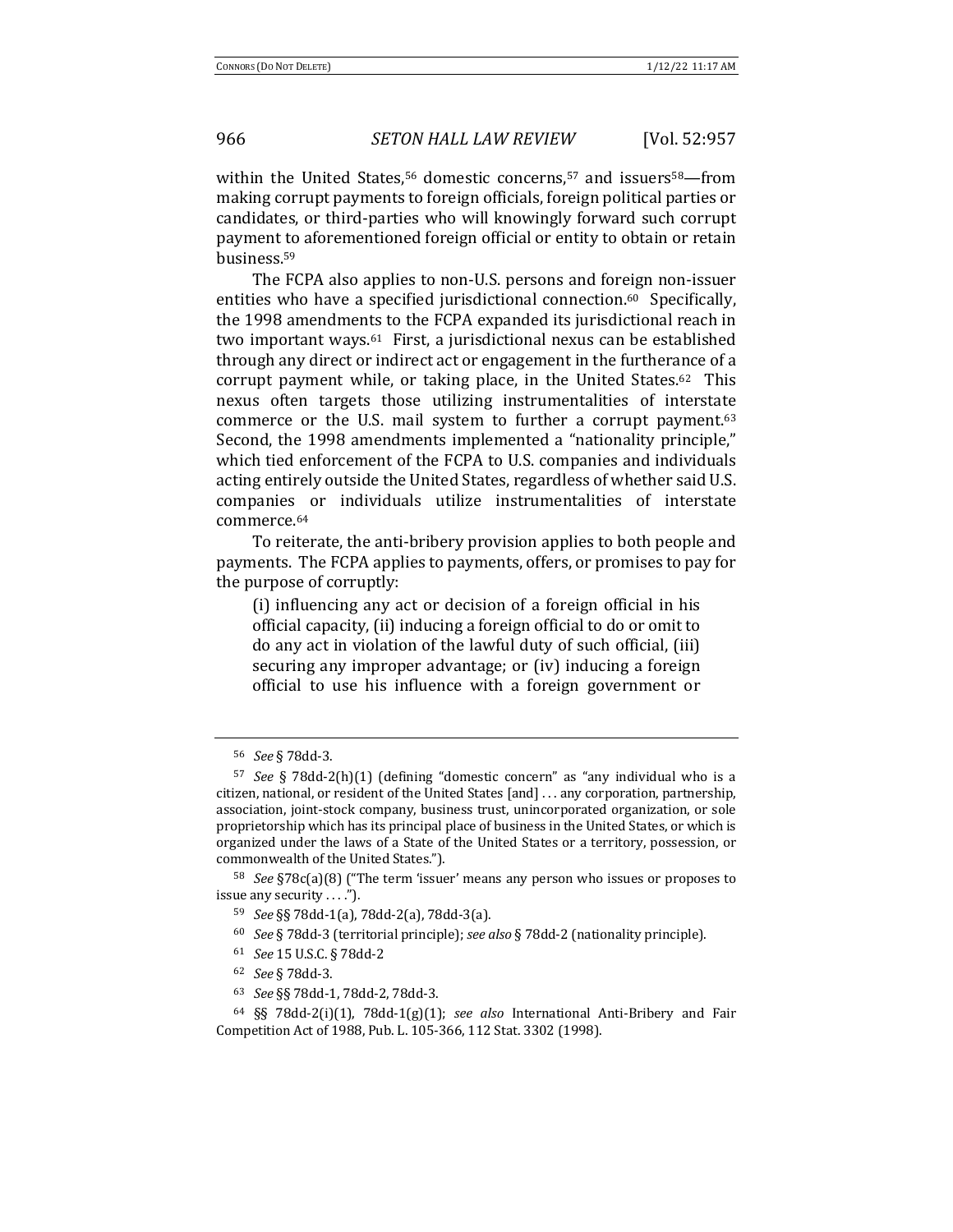within the United States,[56] domestic concerns,[57] and issuers[58]—from making corrupt payments to foreign officials, foreign political parties or candidates, or third-parties who will knowingly forward such corrupt payment to aforementioned foreign official or entity to obtain or retain business.[59]

The FCPA also applies to non-U.S. persons and foreign non-issuer entities who have a specified jurisdictional connection.[60] Specifically, the 1998 amendments to the FCPA expanded its jurisdictional reach in two important ways.[61] First, a jurisdictional nexus can be established through any direct or indirect act or engagement in the furtherance of a corrupt payment while, or taking place, in the United States.[62] This nexus often targets those utilizing instrumentalities of interstate commerce or the U.S. mail system to further a corrupt payment.[63] Second, the 1998 amendments implemented a "nationality principle," which tied enforcement of the FCPA to U.S. companies and individuals acting entirely outside the United States, regardless of whether said U.S. companies or individuals utilize instrumentalities of interstate commerce.[64]

To reiterate, the anti-bribery provision applies to both people and payments. The FCPA applies to payments, offers, or promises to pay for the purpose of corruptly:

> (i) influencing any act or decision of a foreign official in his official capacity, (ii) inducing a foreign official to do or omit to do any act in violation of the lawful duty of such official, (iii) securing any improper advantage; or (iv) inducing a foreign official to use his influence with a foreign government or

---

[56] *See* § 78dd-3.

[57] *See* § 78dd-2(h)(1) (defining "domestic concern" as "any individual who is a citizen, national, or resident of the United States [and] . . . any corporation, partnership, association, joint-stock company, business trust, unincorporated organization, or sole proprietorship which has its principal place of business in the United States, or which is organized under the laws of a State of the United States or a territory, possession, or commonwealth of the United States.").

[58] *See* §78c(a)(8) ("The term 'issuer' means any person who issues or proposes to issue any security . . . .").

[59] *See* §§ 78dd-1(a), 78dd-2(a), 78dd-3(a).

[60] *See* § 78dd-3 (territorial principle); *see also* § 78dd-2 (nationality principle).

[61] *See* 15 U.S.C. § 78dd-2

[62] *See* § 78dd-3.

[63] *See* §§ 78dd-1, 78dd-2, 78dd-3.

[64] §§ 78dd-2(i)(1), 78dd-1(g)(1); *see also* International Anti-Bribery and Fair Competition Act of 1988, Pub. L. 105-366, 112 Stat. 3302 (1998).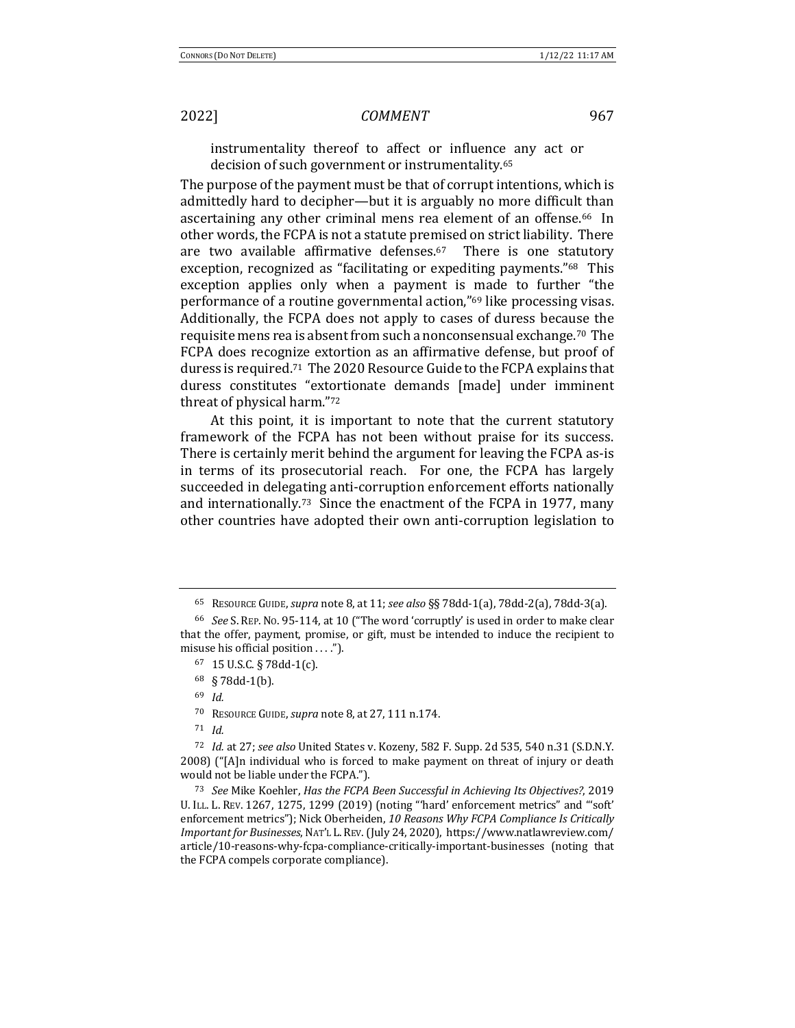> instrumentality thereof to affect or influence any act or decision of such government or instrumentality.[65]

The purpose of the payment must be that of corrupt intentions, which is admittedly hard to decipher—but it is arguably no more difficult than ascertaining any other criminal mens rea element of an offense.[66] In other words, the FCPA is not a statute premised on strict liability. There are two available affirmative defenses.[67] There is one statutory exception, recognized as "facilitating or expediting payments."[68] This exception applies only when a payment is made to further "the performance of a routine governmental action,"[69] like processing visas. Additionally, the FCPA does not apply to cases of duress because the requisite mens rea is absent from such a nonconsensual exchange.[70] The FCPA does recognize extortion as an affirmative defense, but proof of duress is required.[71] The 2020 Resource Guide to the FCPA explains that duress constitutes "extortionate demands [made] under imminent threat of physical harm."[72]

At this point, it is important to note that the current statutory framework of the FCPA has not been without praise for its success. There is certainly merit behind the argument for leaving the FCPA as-is in terms of its prosecutorial reach. For one, the FCPA has largely succeeded in delegating anti-corruption enforcement efforts nationally and internationally.[73] Since the enactment of the FCPA in 1977, many other countries have adopted their own anti-corruption legislation to

---

[65] RESOURCE GUIDE, *supra* note 8, at 11; *see also* §§ 78dd-1(a), 78dd-2(a), 78dd-3(a).

[66] *See* S. REP. NO. 95-114, at 10 ("The word 'corruptly' is used in order to make clear that the offer, payment, promise, or gift, must be intended to induce the recipient to misuse his official position . . . .").

[67] 15 U.S.C. § 78dd-1(c).

[68] § 78dd-1(b).

[69] *Id.*

[70] RESOURCE GUIDE, *supra* note 8, at 27, 111 n.174.

[71] *Id.*

[72] *Id.* at 27; *see also* United States v. Kozeny, 582 F. Supp. 2d 535, 540 n.31 (S.D.N.Y. 2008) ("[A]n individual who is forced to make payment on threat of injury or death would not be liable under the FCPA.").

[73] *See* Mike Koehler, *Has the FCPA Been Successful in Achieving Its Objectives?*, 2019 U. ILL. L. REV. 1267, 1275, 1299 (2019) (noting "'hard' enforcement metrics" and "'soft' enforcement metrics"); Nick Oberheiden, *10 Reasons Why FCPA Compliance Is Critically Important for Businesses*, NAT'L L. REV. (July 24, 2020), https://www.natlawreview.com/article/10-reasons-why-fcpa-compliance-critically-important-businesses (noting that the FCPA compels corporate compliance).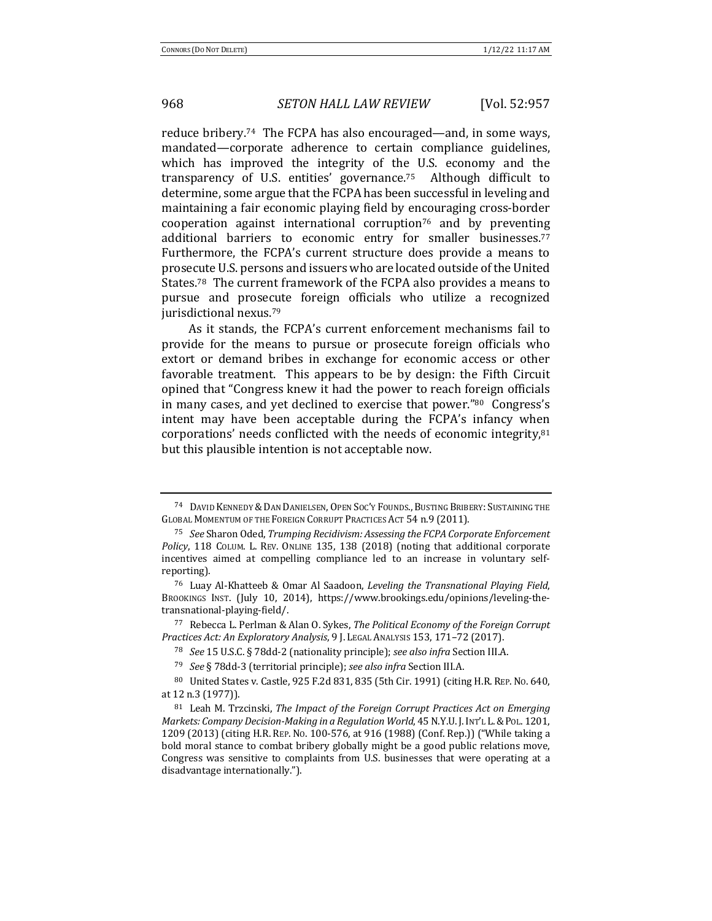reduce bribery.[74] The FCPA has also encouraged—and, in some ways, mandated—corporate adherence to certain compliance guidelines, which has improved the integrity of the U.S. economy and the transparency of U.S. entities' governance.[75] Although difficult to determine, some argue that the FCPA has been successful in leveling and maintaining a fair economic playing field by encouraging cross-border cooperation against international corruption[76] and by preventing additional barriers to economic entry for smaller businesses.[77] Furthermore, the FCPA's current structure does provide a means to prosecute U.S. persons and issuers who are located outside of the United States.[78] The current framework of the FCPA also provides a means to pursue and prosecute foreign officials who utilize a recognized jurisdictional nexus.[79]

As it stands, the FCPA's current enforcement mechanisms fail to provide for the means to pursue or prosecute foreign officials who extort or demand bribes in exchange for economic access or other favorable treatment. This appears to be by design: the Fifth Circuit opined that "Congress knew it had the power to reach foreign officials in many cases, and yet declined to exercise that power."[80] Congress's intent may have been acceptable during the FCPA's infancy when corporations' needs conflicted with the needs of economic integrity,[81] but this plausible intention is not acceptable now.

---

[74] DAVID KENNEDY & DAN DANIELSEN, OPEN SOC'Y FOUNDS., BUSTING BRIBERY: SUSTAINING THE GLOBAL MOMENTUM OF THE FOREIGN CORRUPT PRACTICES ACT 54 n.9 (2011).

[75] *See* Sharon Oded, *Trumping Recidivism: Assessing the FCPA Corporate Enforcement Policy*, 118 COLUM. L. REV. ONLINE 135, 138 (2018) (noting that additional corporate incentives aimed at compelling compliance led to an increase in voluntary self-reporting).

[76] Luay Al-Khatteeb & Omar Al Saadoon, *Leveling the Transnational Playing Field*, BROOKINGS INST. (July 10, 2014), https://www.brookings.edu/opinions/leveling-the-transnational-playing-field/.

[77] Rebecca L. Perlman & Alan O. Sykes, *The Political Economy of the Foreign Corrupt Practices Act: An Exploratory Analysis*, 9 J. LEGAL ANALYSIS 153, 171–72 (2017).

[78] *See* 15 U.S.C. § 78dd-2 (nationality principle); *see also infra* Section III.A.

[79] *See* § 78dd-3 (territorial principle); *see also infra* Section III.A.

[80] United States v. Castle, 925 F.2d 831, 835 (5th Cir. 1991) (citing H.R. REP. NO. 640, at 12 n.3 (1977)).

[81] Leah M. Trzcinski, *The Impact of the Foreign Corrupt Practices Act on Emerging Markets: Company Decision-Making in a Regulation World*, 45 N.Y.U. J. INT'L L. & POL. 1201, 1209 (2013) (citing H.R. REP. NO. 100-576, at 916 (1988) (Conf. Rep.)) ("While taking a bold moral stance to combat bribery globally might be a good public relations move, Congress was sensitive to complaints from U.S. businesses that were operating at a disadvantage internationally.").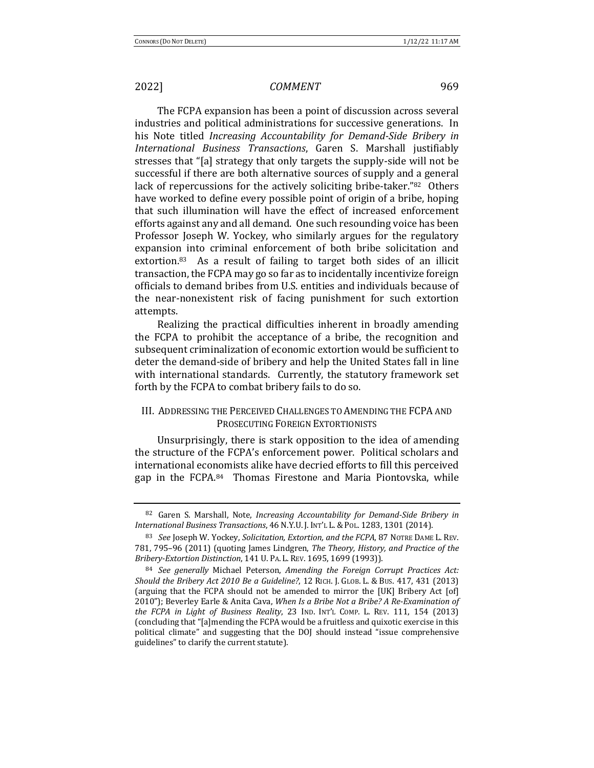The FCPA expansion has been a point of discussion across several industries and political administrations for successive generations. In his Note titled *Increasing Accountability for Demand-Side Bribery in International Business Transactions*, Garen S. Marshall justifiably stresses that "[a] strategy that only targets the supply-side will not be successful if there are both alternative sources of supply and a general lack of repercussions for the actively soliciting bribe-taker."[82] Others have worked to define every possible point of origin of a bribe, hoping that such illumination will have the effect of increased enforcement efforts against any and all demand. One such resounding voice has been Professor Joseph W. Yockey, who similarly argues for the regulatory expansion into criminal enforcement of both bribe solicitation and extortion.[83] As a result of failing to target both sides of an illicit transaction, the FCPA may go so far as to incidentally incentivize foreign officials to demand bribes from U.S. entities and individuals because of the near-nonexistent risk of facing punishment for such extortion attempts.

Realizing the practical difficulties inherent in broadly amending the FCPA to prohibit the acceptance of a bribe, the recognition and subsequent criminalization of economic extortion would be sufficient to deter the demand-side of bribery and help the United States fall in line with international standards. Currently, the statutory framework set forth by the FCPA to combat bribery fails to do so.

## III. ADDRESSING THE PERCEIVED CHALLENGES TO AMENDING THE FCPA AND PROSECUTING FOREIGN EXTORTIONISTS

Unsurprisingly, there is stark opposition to the idea of amending the structure of the FCPA's enforcement power. Political scholars and international economists alike have decried efforts to fill this perceived gap in the FCPA.[84] Thomas Firestone and Maria Piontovska, while

---

[82] Garen S. Marshall, Note, *Increasing Accountability for Demand-Side Bribery in International Business Transactions*, 46 N.Y.U. J. INT'L L. & POL. 1283, 1301 (2014).

[83] *See* Joseph W. Yockey, *Solicitation, Extortion, and the FCPA*, 87 NOTRE DAME L. REV. 781, 795–96 (2011) (quoting James Lindgren, *The Theory, History, and Practice of the Bribery-Extortion Distinction*, 141 U. PA. L. REV. 1695, 1699 (1993)).

[84] *See generally* Michael Peterson, *Amending the Foreign Corrupt Practices Act: Should the Bribery Act 2010 Be a Guideline?*, 12 RICH. J. GLOB. L. & BUS. 417, 431 (2013) (arguing that the FCPA should not be amended to mirror the [UK] Bribery Act [of] 2010"); Beverley Earle & Anita Cava, *When Is a Bribe Not a Bribe? A Re-Examination of the FCPA in Light of Business Reality*, 23 IND. INT'L COMP. L. REV. 111, 154 (2013) (concluding that "[a]mending the FCPA would be a fruitless and quixotic exercise in this political climate" and suggesting that the DOJ should instead "issue comprehensive guidelines" to clarify the current statute).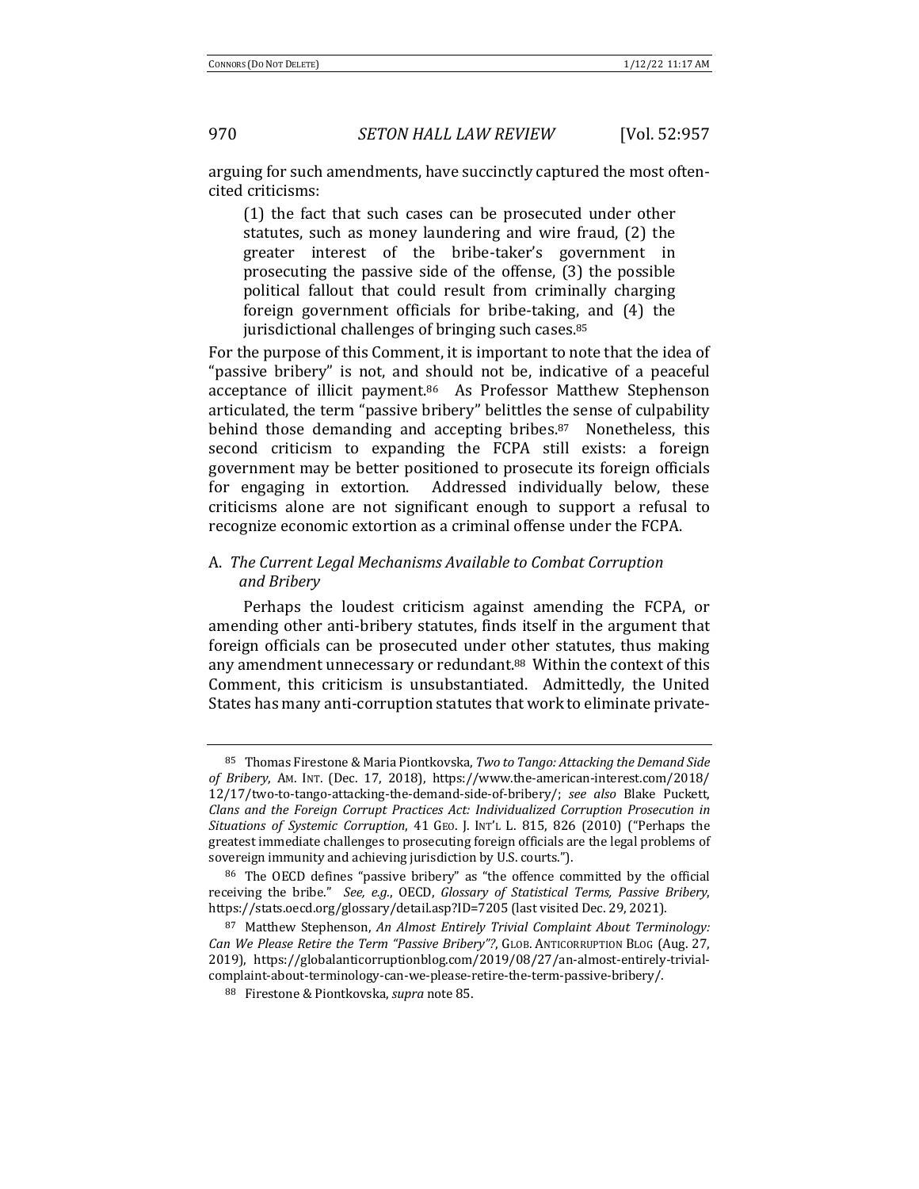arguing for such amendments, have succinctly captured the most often-cited criticisms:

> (1) the fact that such cases can be prosecuted under other statutes, such as money laundering and wire fraud, (2) the greater interest of the bribe-taker's government in prosecuting the passive side of the offense, (3) the possible political fallout that could result from criminally charging foreign government officials for bribe-taking, and (4) the jurisdictional challenges of bringing such cases.[85]

For the purpose of this Comment, it is important to note that the idea of "passive bribery" is not, and should not be, indicative of a peaceful acceptance of illicit payment.[86] As Professor Matthew Stephenson articulated, the term "passive bribery" belittles the sense of culpability behind those demanding and accepting bribes.[87] Nonetheless, this second criticism to expanding the FCPA still exists: a foreign government may be better positioned to prosecute its foreign officials for engaging in extortion. Addressed individually below, these criticisms alone are not significant enough to support a refusal to recognize economic extortion as a criminal offense under the FCPA.

### A. *The Current Legal Mechanisms Available to Combat Corruption and Bribery*

Perhaps the loudest criticism against amending the FCPA, or amending other anti-bribery statutes, finds itself in the argument that foreign officials can be prosecuted under other statutes, thus making any amendment unnecessary or redundant.[88] Within the context of this Comment, this criticism is unsubstantiated. Admittedly, the United States has many anti-corruption statutes that work to eliminate private-

---

[85] Thomas Firestone & Maria Piontkovska, *Two to Tango: Attacking the Demand Side of Bribery*, AM. INT. (Dec. 17, 2018), https://www.the-american-interest.com/2018/12/17/two-to-tango-attacking-the-demand-side-of-bribery/; *see also* Blake Puckett, *Clans and the Foreign Corrupt Practices Act: Individualized Corruption Prosecution in Situations of Systemic Corruption*, 41 GEO. J. INT'L L. 815, 826 (2010) ("Perhaps the greatest immediate challenges to prosecuting foreign officials are the legal problems of sovereign immunity and achieving jurisdiction by U.S. courts.").

[86] The OECD defines "passive bribery" as "the offence committed by the official receiving the bribe." *See, e.g.*, OECD, *Glossary of Statistical Terms, Passive Bribery*, https://stats.oecd.org/glossary/detail.asp?ID=7205 (last visited Dec. 29, 2021).

[87] Matthew Stephenson, *An Almost Entirely Trivial Complaint About Terminology: Can We Please Retire the Term "Passive Bribery"?*, GLOB. ANTICORRUPTION BLOG (Aug. 27, 2019), https://globalanticorruptionblog.com/2019/08/27/an-almost-entirely-trivial-complaint-about-terminology-can-we-please-retire-the-term-passive-bribery/.

[88] Firestone & Piontkovska, *supra* note 85.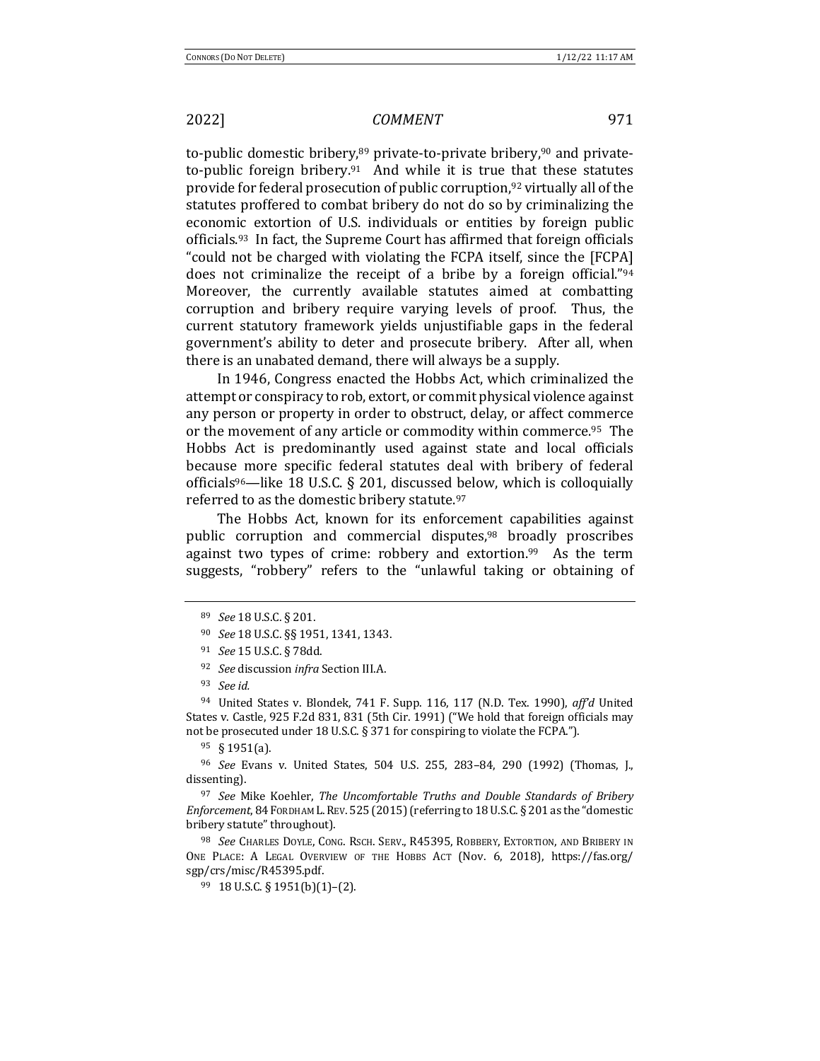to-public domestic bribery,[89] private-to-private bribery,[90] and private-to-public foreign bribery.[91] And while it is true that these statutes provide for federal prosecution of public corruption,[92] virtually all of the statutes proffered to combat bribery do not do so by criminalizing the economic extortion of U.S. individuals or entities by foreign public officials.[93] In fact, the Supreme Court has affirmed that foreign officials "could not be charged with violating the FCPA itself, since the [FCPA] does not criminalize the receipt of a bribe by a foreign official."[94] Moreover, the currently available statutes aimed at combatting corruption and bribery require varying levels of proof. Thus, the current statutory framework yields unjustifiable gaps in the federal government's ability to deter and prosecute bribery. After all, when there is an unabated demand, there will always be a supply.

In 1946, Congress enacted the Hobbs Act, which criminalized the attempt or conspiracy to rob, extort, or commit physical violence against any person or property in order to obstruct, delay, or affect commerce or the movement of any article or commodity within commerce.[95] The Hobbs Act is predominantly used against state and local officials because more specific federal statutes deal with bribery of federal officials[96]—like 18 U.S.C. § 201, discussed below, which is colloquially referred to as the domestic bribery statute.[97]

The Hobbs Act, known for its enforcement capabilities against public corruption and commercial disputes,[98] broadly proscribes against two types of crime: robbery and extortion.[99] As the term suggests, "robbery" refers to the "unlawful taking or obtaining of

---

[89] *See* 18 U.S.C. § 201.

[90] *See* 18 U.S.C. §§ 1951, 1341, 1343.

[91] *See* 15 U.S.C. § 78dd.

[92] *See* discussion *infra* Section III.A.

[93] *See id.*

[94] United States v. Blondek, 741 F. Supp. 116, 117 (N.D. Tex. 1990), *aff'd* United States v. Castle, 925 F.2d 831, 831 (5th Cir. 1991) ("We hold that foreign officials may not be prosecuted under 18 U.S.C. § 371 for conspiring to violate the FCPA.").

[95] § 1951(a).

[96] *See* Evans v. United States, 504 U.S. 255, 283–84, 290 (1992) (Thomas, J., dissenting).

[97] *See* Mike Koehler, *The Uncomfortable Truths and Double Standards of Bribery Enforcement*, 84 FORDHAM L. REV. 525 (2015) (referring to 18 U.S.C. § 201 as the "domestic bribery statute" throughout).

[98] *See* CHARLES DOYLE, CONG. RSCH. SERV., R45395, ROBBERY, EXTORTION, AND BRIBERY IN ONE PLACE: A LEGAL OVERVIEW OF THE HOBBS ACT (Nov. 6, 2018), https://fas.org/sgp/crs/misc/R45395.pdf.

[99] 18 U.S.C. § 1951(b)(1)–(2).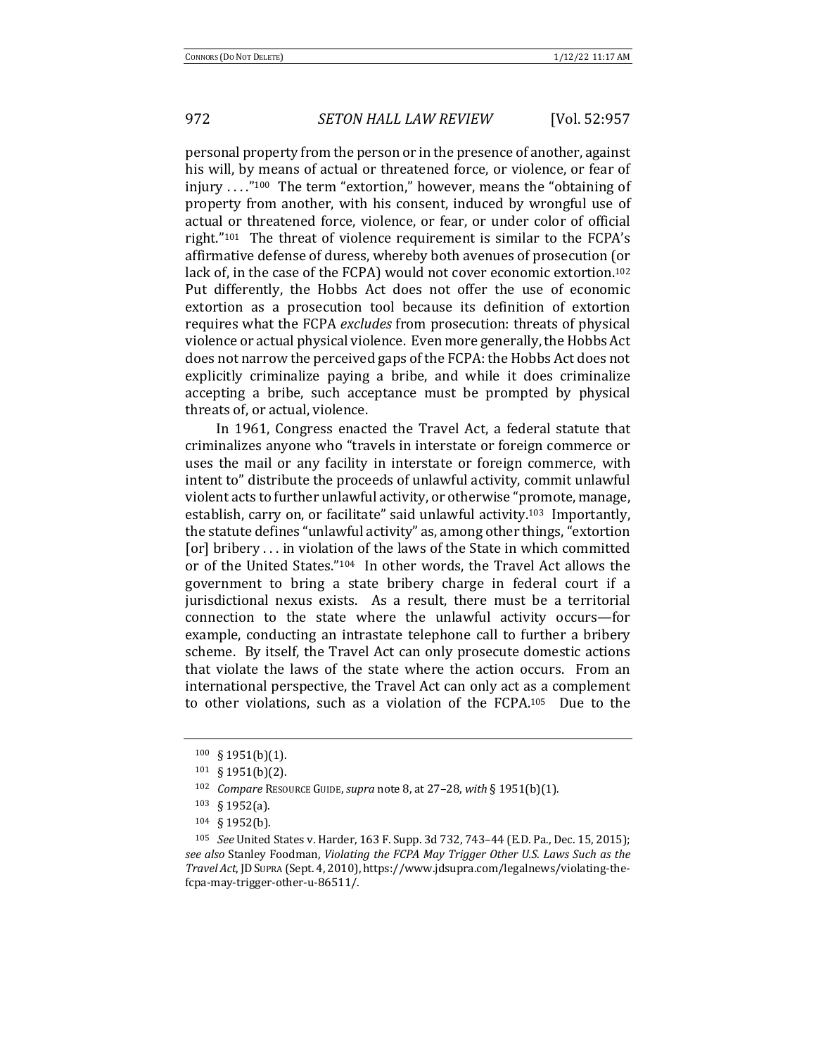personal property from the person or in the presence of another, against his will, by means of actual or threatened force, or violence, or fear of injury . . . ."[100] The term "extortion," however, means the "obtaining of property from another, with his consent, induced by wrongful use of actual or threatened force, violence, or fear, or under color of official right."[101] The threat of violence requirement is similar to the FCPA's affirmative defense of duress, whereby both avenues of prosecution (or lack of, in the case of the FCPA) would not cover economic extortion.[102] Put differently, the Hobbs Act does not offer the use of economic extortion as a prosecution tool because its definition of extortion requires what the FCPA *excludes* from prosecution: threats of physical violence or actual physical violence. Even more generally, the Hobbs Act does not narrow the perceived gaps of the FCPA: the Hobbs Act does not explicitly criminalize paying a bribe, and while it does criminalize accepting a bribe, such acceptance must be prompted by physical threats of, or actual, violence.

In 1961, Congress enacted the Travel Act, a federal statute that criminalizes anyone who "travels in interstate or foreign commerce or uses the mail or any facility in interstate or foreign commerce, with intent to" distribute the proceeds of unlawful activity, commit unlawful violent acts to further unlawful activity, or otherwise "promote, manage, establish, carry on, or facilitate" said unlawful activity.[103] Importantly, the statute defines "unlawful activity" as, among other things, "extortion [or] bribery . . . in violation of the laws of the State in which committed or of the United States."[104] In other words, the Travel Act allows the government to bring a state bribery charge in federal court if a jurisdictional nexus exists. As a result, there must be a territorial connection to the state where the unlawful activity occurs—for example, conducting an intrastate telephone call to further a bribery scheme. By itself, the Travel Act can only prosecute domestic actions that violate the laws of the state where the action occurs. From an international perspective, the Travel Act can only act as a complement to other violations, such as a violation of the FCPA.[105] Due to the

---

[100] § 1951(b)(1).

[101] § 1951(b)(2).

[102] *Compare* RESOURCE GUIDE, *supra* note 8, at 27–28, *with* § 1951(b)(1).

[103] § 1952(a).

[104] § 1952(b).

[105] *See* United States v. Harder, 163 F. Supp. 3d 732, 743–44 (E.D. Pa., Dec. 15, 2015); *see also* Stanley Foodman, *Violating the FCPA May Trigger Other U.S. Laws Such as the Travel Act*, JD SUPRA (Sept. 4, 2010), https://www.jdsupra.com/legalnews/violating-the-fcpa-may-trigger-other-u-86511/.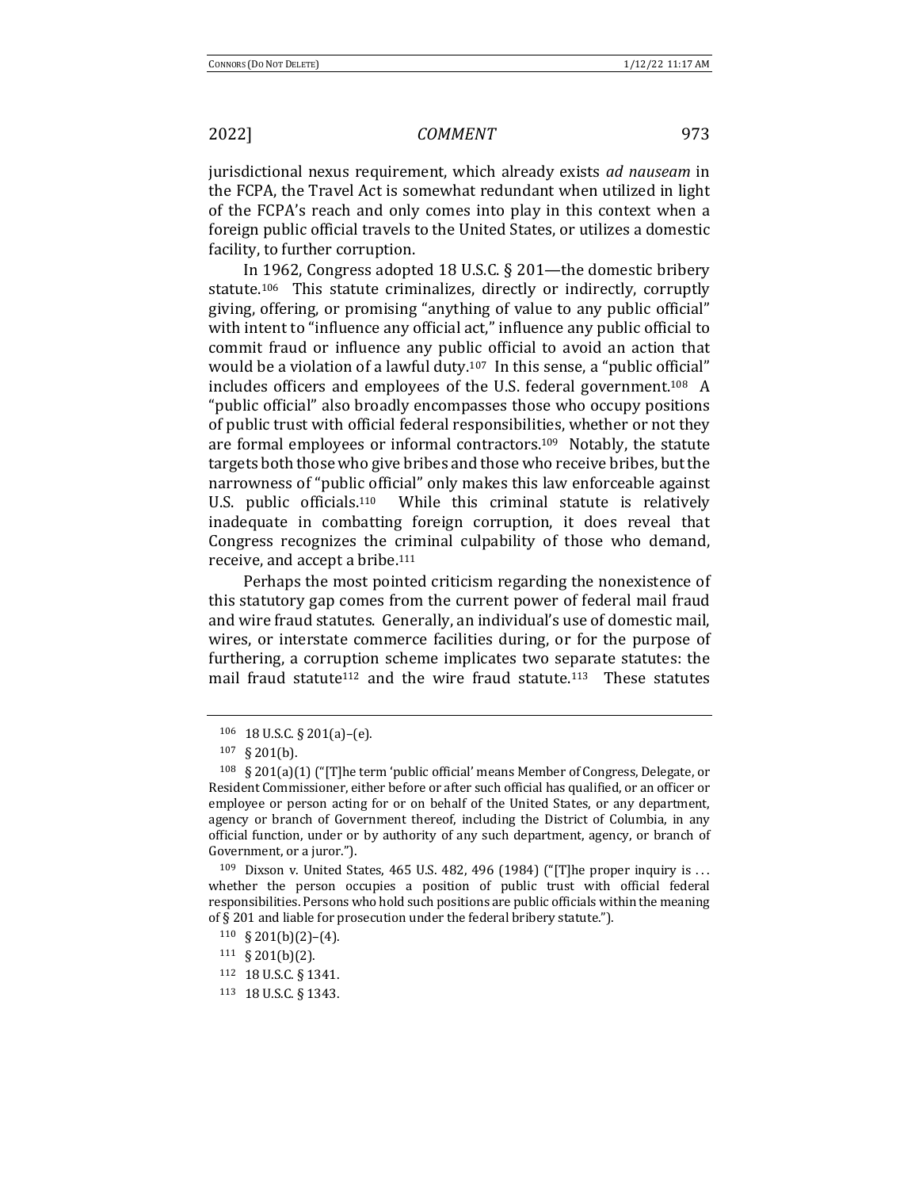jurisdictional nexus requirement, which already exists *ad nauseam* in the FCPA, the Travel Act is somewhat redundant when utilized in light of the FCPA's reach and only comes into play in this context when a foreign public official travels to the United States, or utilizes a domestic facility, to further corruption.

In 1962, Congress adopted 18 U.S.C. § 201—the domestic bribery statute.[106] This statute criminalizes, directly or indirectly, corruptly giving, offering, or promising "anything of value to any public official" with intent to "influence any official act," influence any public official to commit fraud or influence any public official to avoid an action that would be a violation of a lawful duty.[107] In this sense, a "public official" includes officers and employees of the U.S. federal government.[108] A "public official" also broadly encompasses those who occupy positions of public trust with official federal responsibilities, whether or not they are formal employees or informal contractors.[109] Notably, the statute targets both those who give bribes and those who receive bribes, but the narrowness of "public official" only makes this law enforceable against U.S. public officials.[110] While this criminal statute is relatively inadequate in combatting foreign corruption, it does reveal that Congress recognizes the criminal culpability of those who demand, receive, and accept a bribe.[111]

Perhaps the most pointed criticism regarding the nonexistence of this statutory gap comes from the current power of federal mail fraud and wire fraud statutes. Generally, an individual's use of domestic mail, wires, or interstate commerce facilities during, or for the purpose of furthering, a corruption scheme implicates two separate statutes: the mail fraud statute[112] and the wire fraud statute.[113] These statutes

---

[106] 18 U.S.C. § 201(a)–(e).

[107] § 201(b).

[108] § 201(a)(1) ("[T]he term 'public official' means Member of Congress, Delegate, or Resident Commissioner, either before or after such official has qualified, or an officer or employee or person acting for or on behalf of the United States, or any department, agency or branch of Government thereof, including the District of Columbia, in any official function, under or by authority of any such department, agency, or branch of Government, or a juror.").

[109] Dixson v. United States, 465 U.S. 482, 496 (1984) ("[T]he proper inquiry is . . . whether the person occupies a position of public trust with official federal responsibilities. Persons who hold such positions are public officials within the meaning of § 201 and liable for prosecution under the federal bribery statute.").

[110] § 201(b)(2)–(4).

[111] § 201(b)(2).

[112] 18 U.S.C. § 1341.

[113] 18 U.S.C. § 1343.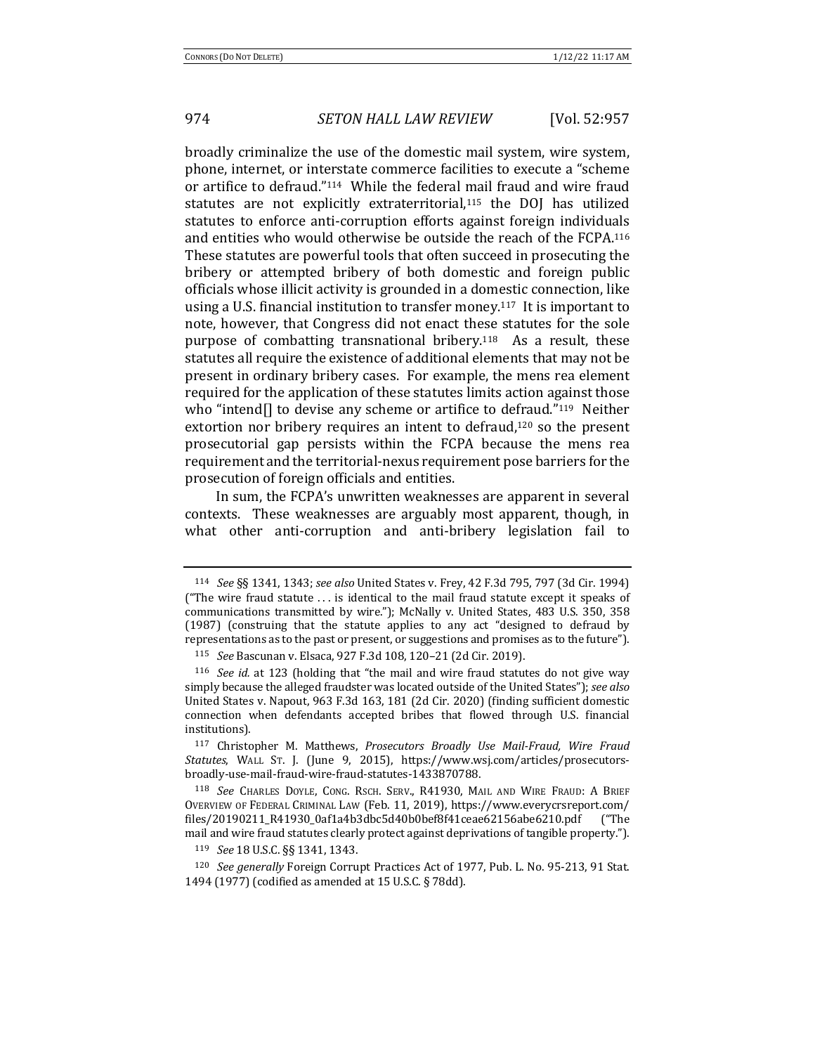broadly criminalize the use of the domestic mail system, wire system, phone, internet, or interstate commerce facilities to execute a "scheme or artifice to defraud."[114] While the federal mail fraud and wire fraud statutes are not explicitly extraterritorial,[115] the DOJ has utilized statutes to enforce anti-corruption efforts against foreign individuals and entities who would otherwise be outside the reach of the FCPA.[116] These statutes are powerful tools that often succeed in prosecuting the bribery or attempted bribery of both domestic and foreign public officials whose illicit activity is grounded in a domestic connection, like using a U.S. financial institution to transfer money.[117] It is important to note, however, that Congress did not enact these statutes for the sole purpose of combatting transnational bribery.[118] As a result, these statutes all require the existence of additional elements that may not be present in ordinary bribery cases. For example, the mens rea element required for the application of these statutes limits action against those who "intend[] to devise any scheme or artifice to defraud."[119] Neither extortion nor bribery requires an intent to defraud,[120] so the present prosecutorial gap persists within the FCPA because the mens rea requirement and the territorial-nexus requirement pose barriers for the prosecution of foreign officials and entities.

In sum, the FCPA's unwritten weaknesses are apparent in several contexts. These weaknesses are arguably most apparent, though, in what other anti-corruption and anti-bribery legislation fail to

---

[114] *See* §§ 1341, 1343; *see also* United States v. Frey, 42 F.3d 795, 797 (3d Cir. 1994) ("The wire fraud statute . . . is identical to the mail fraud statute except it speaks of communications transmitted by wire."); McNally v. United States, 483 U.S. 350, 358 (1987) (construing that the statute applies to any act "designed to defraud by representations as to the past or present, or suggestions and promises as to the future").

[115] *See* Bascunan v. Elsaca, 927 F.3d 108, 120–21 (2d Cir. 2019).

[116] *See id.* at 123 (holding that "the mail and wire fraud statutes do not give way simply because the alleged fraudster was located outside of the United States"); *see also* United States v. Napout, 963 F.3d 163, 181 (2d Cir. 2020) (finding sufficient domestic connection when defendants accepted bribes that flowed through U.S. financial institutions).

[117] Christopher M. Matthews, *Prosecutors Broadly Use Mail-Fraud, Wire Fraud Statutes*, WALL ST. J. (June 9, 2015), https://www.wsj.com/articles/prosecutors-broadly-use-mail-fraud-wire-fraud-statutes-1433870788.

[118] *See* CHARLES DOYLE, CONG. RSCH. SERV., R41930, MAIL AND WIRE FRAUD: A BRIEF OVERVIEW OF FEDERAL CRIMINAL LAW (Feb. 11, 2019), https://www.everycrsreport.com/files/20190211_R41930_0af1a4b3dbc5d40b0bef8f41ceae62156abe6210.pdf ("The mail and wire fraud statutes clearly protect against deprivations of tangible property.").

[119] *See* 18 U.S.C. §§ 1341, 1343.

[120] *See generally* Foreign Corrupt Practices Act of 1977, Pub. L. No. 95-213, 91 Stat. 1494 (1977) (codified as amended at 15 U.S.C. § 78dd).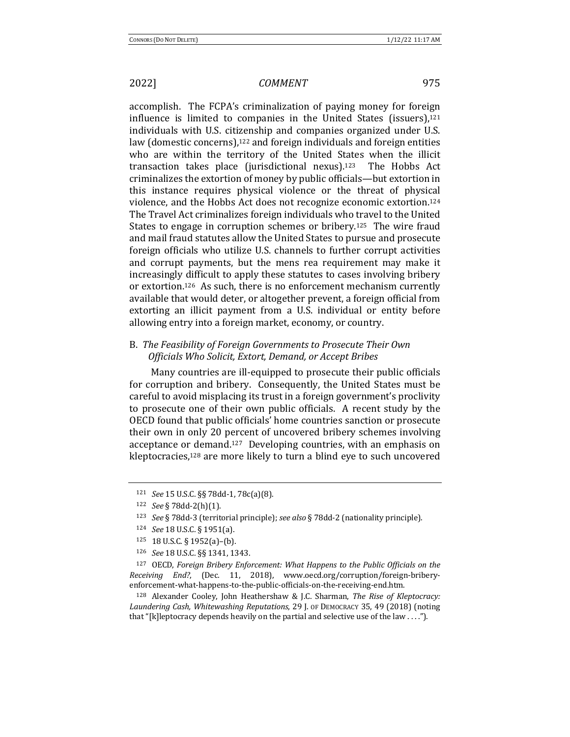accomplish. The FCPA's criminalization of paying money for foreign influence is limited to companies in the United States (issuers),[121] individuals with U.S. citizenship and companies organized under U.S. law (domestic concerns),[122] and foreign individuals and foreign entities who are within the territory of the United States when the illicit transaction takes place (jurisdictional nexus).[123] The Hobbs Act criminalizes the extortion of money by public officials—but extortion in this instance requires physical violence or the threat of physical violence, and the Hobbs Act does not recognize economic extortion.[124] The Travel Act criminalizes foreign individuals who travel to the United States to engage in corruption schemes or bribery.[125] The wire fraud and mail fraud statutes allow the United States to pursue and prosecute foreign officials who utilize U.S. channels to further corrupt activities and corrupt payments, but the mens rea requirement may make it increasingly difficult to apply these statutes to cases involving bribery or extortion.[126] As such, there is no enforcement mechanism currently available that would deter, or altogether prevent, a foreign official from extorting an illicit payment from a U.S. individual or entity before allowing entry into a foreign market, economy, or country.

### B. *The Feasibility of Foreign Governments to Prosecute Their Own Officials Who Solicit, Extort, Demand, or Accept Bribes*

Many countries are ill-equipped to prosecute their public officials for corruption and bribery. Consequently, the United States must be careful to avoid misplacing its trust in a foreign government's proclivity to prosecute one of their own public officials. A recent study by the OECD found that public officials' home countries sanction or prosecute their own in only 20 percent of uncovered bribery schemes involving acceptance or demand.[127] Developing countries, with an emphasis on kleptocracies,[128] are more likely to turn a blind eye to such uncovered

---

[121] *See* 15 U.S.C. §§ 78dd-1, 78c(a)(8).

[122] *See* § 78dd-2(h)(1).

[123] *See* § 78dd-3 (territorial principle); *see also* § 78dd-2 (nationality principle).

[124] *See* 18 U.S.C. § 1951(a).

[125] 18 U.S.C. § 1952(a)–(b).

[126] *See* 18 U.S.C. §§ 1341, 1343.

[127] OECD, *Foreign Bribery Enforcement: What Happens to the Public Officials on the Receiving End?*, (Dec. 11, 2018), www.oecd.org/corruption/foreign-bribery-enforcement-what-happens-to-the-public-officials-on-the-receiving-end.htm.

[128] Alexander Cooley, John Heathershaw & J.C. Sharman, *The Rise of Kleptocracy: Laundering Cash, Whitewashing Reputations*, 29 J. OF DEMOCRACY 35, 49 (2018) (noting that "[k]leptocracy depends heavily on the partial and selective use of the law . . . .").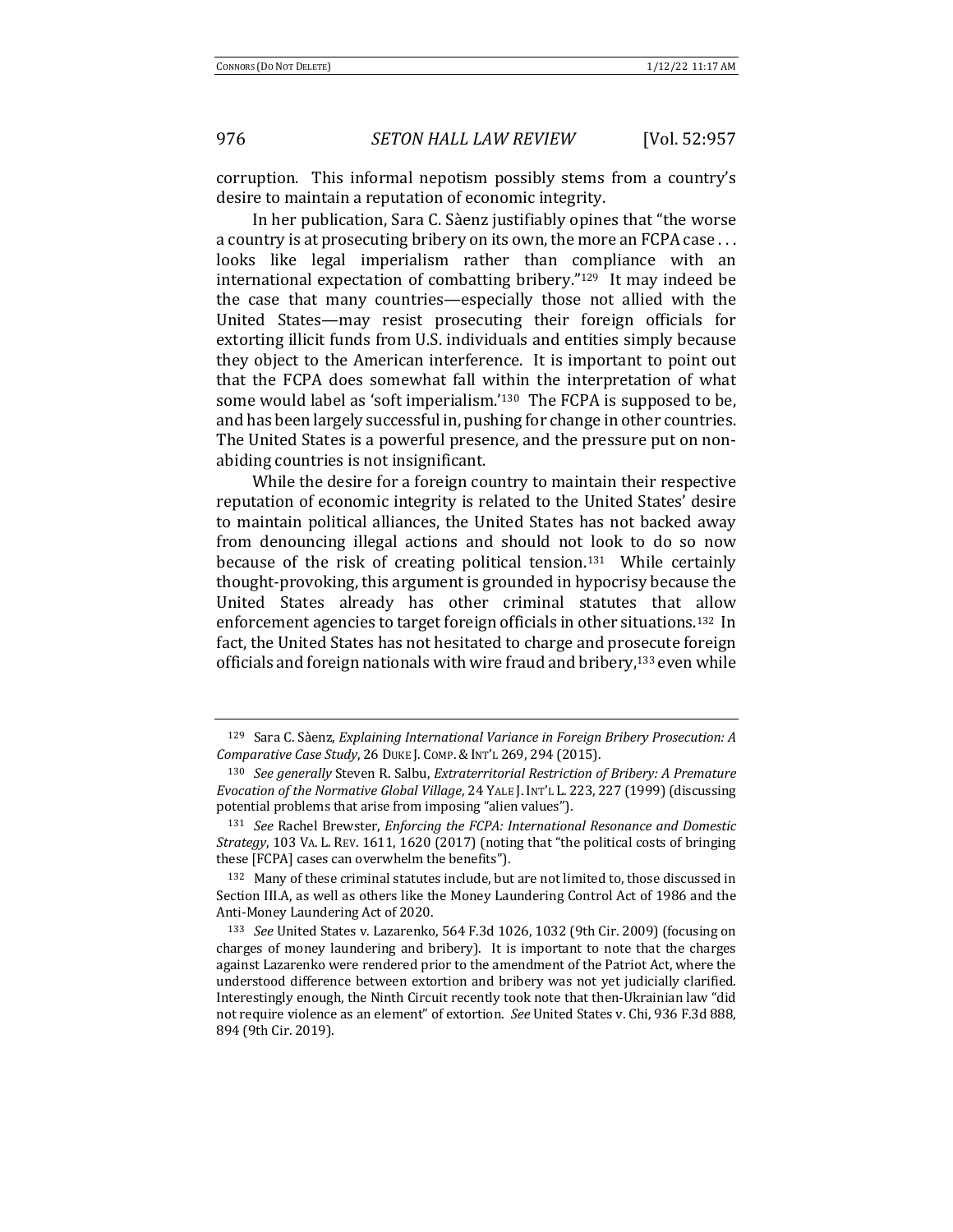corruption. This informal nepotism possibly stems from a country's desire to maintain a reputation of economic integrity.

In her publication, Sara C. Sàenz justifiably opines that "the worse a country is at prosecuting bribery on its own, the more an FCPA case . . . looks like legal imperialism rather than compliance with an international expectation of combatting bribery."[129] It may indeed be the case that many countries—especially those not allied with the United States—may resist prosecuting their foreign officials for extorting illicit funds from U.S. individuals and entities simply because they object to the American interference. It is important to point out that the FCPA does somewhat fall within the interpretation of what some would label as 'soft imperialism.'[130] The FCPA is supposed to be, and has been largely successful in, pushing for change in other countries. The United States is a powerful presence, and the pressure put on non-abiding countries is not insignificant.

While the desire for a foreign country to maintain their respective reputation of economic integrity is related to the United States' desire to maintain political alliances, the United States has not backed away from denouncing illegal actions and should not look to do so now because of the risk of creating political tension.[131] While certainly thought-provoking, this argument is grounded in hypocrisy because the United States already has other criminal statutes that allow enforcement agencies to target foreign officials in other situations.[132] In fact, the United States has not hesitated to charge and prosecute foreign officials and foreign nationals with wire fraud and bribery,[133] even while

---

[129] Sara C. Sàenz, *Explaining International Variance in Foreign Bribery Prosecution: A Comparative Case Study*, 26 DUKE J. COMP. & INT'L 269, 294 (2015).

[130] *See generally* Steven R. Salbu, *Extraterritorial Restriction of Bribery: A Premature Evocation of the Normative Global Village*, 24 YALE J. INT'L L. 223, 227 (1999) (discussing potential problems that arise from imposing "alien values").

[131] *See* Rachel Brewster, *Enforcing the FCPA: International Resonance and Domestic Strategy*, 103 VA. L. REV. 1611, 1620 (2017) (noting that "the political costs of bringing these [FCPA] cases can overwhelm the benefits").

[132] Many of these criminal statutes include, but are not limited to, those discussed in Section III.A, as well as others like the Money Laundering Control Act of 1986 and the Anti-Money Laundering Act of 2020.

[133] *See* United States v. Lazarenko, 564 F.3d 1026, 1032 (9th Cir. 2009) (focusing on charges of money laundering and bribery). It is important to note that the charges against Lazarenko were rendered prior to the amendment of the Patriot Act, where the understood difference between extortion and bribery was not yet judicially clarified. Interestingly enough, the Ninth Circuit recently took note that then-Ukrainian law "did not require violence as an element" of extortion. *See* United States v. Chi, 936 F.3d 888, 894 (9th Cir. 2019).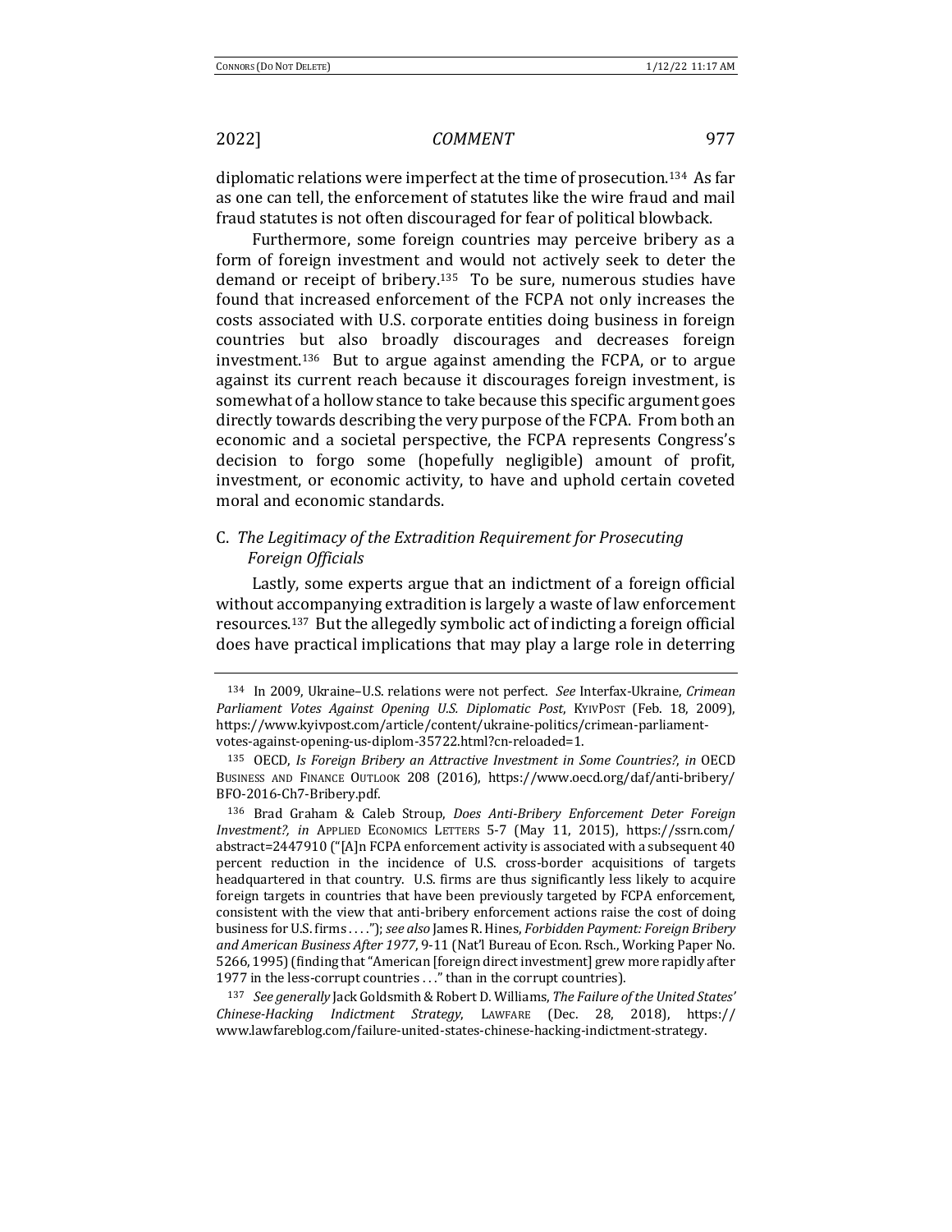diplomatic relations were imperfect at the time of prosecution.[134] As far as one can tell, the enforcement of statutes like the wire fraud and mail fraud statutes is not often discouraged for fear of political blowback.

Furthermore, some foreign countries may perceive bribery as a form of foreign investment and would not actively seek to deter the demand or receipt of bribery.[135] To be sure, numerous studies have found that increased enforcement of the FCPA not only increases the costs associated with U.S. corporate entities doing business in foreign countries but also broadly discourages and decreases foreign investment.[136] But to argue against amending the FCPA, or to argue against its current reach because it discourages foreign investment, is somewhat of a hollow stance to take because this specific argument goes directly towards describing the very purpose of the FCPA. From both an economic and a societal perspective, the FCPA represents Congress's decision to forgo some (hopefully negligible) amount of profit, investment, or economic activity, to have and uphold certain coveted moral and economic standards.

### C. *The Legitimacy of the Extradition Requirement for Prosecuting Foreign Officials*

Lastly, some experts argue that an indictment of a foreign official without accompanying extradition is largely a waste of law enforcement resources.[137] But the allegedly symbolic act of indicting a foreign official does have practical implications that may play a large role in deterring

---

[134] In 2009, Ukraine–U.S. relations were not perfect. *See* Interfax-Ukraine, *Crimean Parliament Votes Against Opening U.S. Diplomatic Post*, KYIVPOST (Feb. 18, 2009), https://www.kyivpost.com/article/content/ukraine-politics/crimean-parliament-votes-against-opening-us-diplom-35722.html?cn-reloaded=1.

[135] OECD, *Is Foreign Bribery an Attractive Investment in Some Countries?*, *in* OECD BUSINESS AND FINANCE OUTLOOK 208 (2016), https://www.oecd.org/daf/anti-bribery/BFO-2016-Ch7-Bribery.pdf.

[136] Brad Graham & Caleb Stroup, *Does Anti-Bribery Enforcement Deter Foreign Investment?*, *in* APPLIED ECONOMICS LETTERS 5-7 (May 11, 2015), https://ssrn.com/abstract=2447910 ("[A]n FCPA enforcement activity is associated with a subsequent 40 percent reduction in the incidence of U.S. cross-border acquisitions of targets headquartered in that country. U.S. firms are thus significantly less likely to acquire foreign targets in countries that have been previously targeted by FCPA enforcement, consistent with the view that anti-bribery enforcement actions raise the cost of doing business for U.S. firms . . . ."); *see also* James R. Hines, *Forbidden Payment: Foreign Bribery and American Business After 1977*, 9-11 (Nat'l Bureau of Econ. Rsch., Working Paper No. 5266, 1995) (finding that "American [foreign direct investment] grew more rapidly after 1977 in the less-corrupt countries . . ." than in the corrupt countries).

[137] *See generally* Jack Goldsmith & Robert D. Williams, *The Failure of the United States' Chinese-Hacking Indictment Strategy*, LAWFARE (Dec. 28, 2018), https://www.lawfareblog.com/failure-united-states-chinese-hacking-indictment-strategy.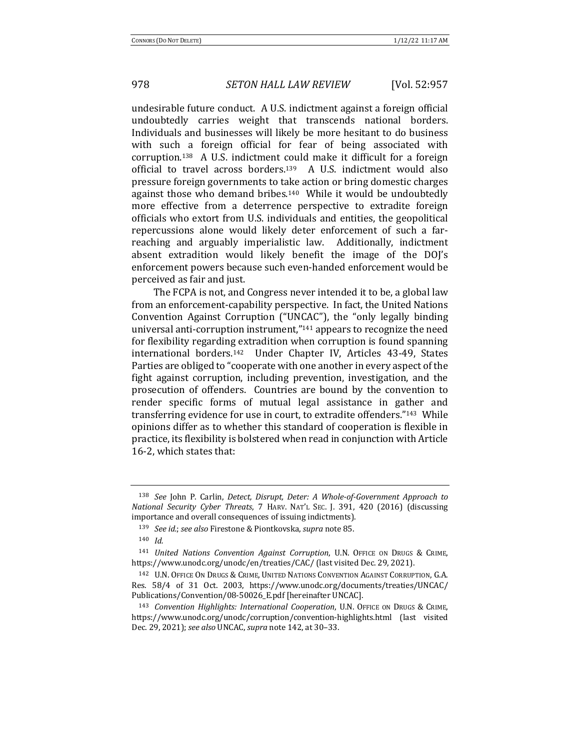undesirable future conduct. A U.S. indictment against a foreign official undoubtedly carries weight that transcends national borders. Individuals and businesses will likely be more hesitant to do business with such a foreign official for fear of being associated with corruption.[138] A U.S. indictment could make it difficult for a foreign official to travel across borders.[139] A U.S. indictment would also pressure foreign governments to take action or bring domestic charges against those who demand bribes.[140] While it would be undoubtedly more effective from a deterrence perspective to extradite foreign officials who extort from U.S. individuals and entities, the geopolitical repercussions alone would likely deter enforcement of such a far-reaching and arguably imperialistic law. Additionally, indictment absent extradition would likely benefit the image of the DOJ's enforcement powers because such even-handed enforcement would be perceived as fair and just.

The FCPA is not, and Congress never intended it to be, a global law from an enforcement-capability perspective. In fact, the United Nations Convention Against Corruption ("UNCAC"), the "only legally binding universal anti-corruption instrument,"[141] appears to recognize the need for flexibility regarding extradition when corruption is found spanning international borders.[142] Under Chapter IV, Articles 43-49, States Parties are obliged to "cooperate with one another in every aspect of the fight against corruption, including prevention, investigation, and the prosecution of offenders. Countries are bound by the convention to render specific forms of mutual legal assistance in gather and transferring evidence for use in court, to extradite offenders."[143] While opinions differ as to whether this standard of cooperation is flexible in practice, its flexibility is bolstered when read in conjunction with Article 16-2, which states that:

---

[138] *See* John P. Carlin, *Detect, Disrupt, Deter: A Whole-of-Government Approach to National Security Cyber Threats*, 7 HARV. NAT'L SEC. J. 391, 420 (2016) (discussing importance and overall consequences of issuing indictments).

[139] *See id.*; *see also* Firestone & Piontkovska, *supra* note 85.

[140] *Id.*

[141] *United Nations Convention Against Corruption*, U.N. OFFICE ON DRUGS & CRIME, https://www.unodc.org/unodc/en/treaties/CAC/ (last visited Dec. 29, 2021).

[142] U.N. OFFICE ON DRUGS & CRIME, UNITED NATIONS CONVENTION AGAINST CORRUPTION, G.A. Res. 58/4 of 31 Oct. 2003, https://www.unodc.org/documents/treaties/UNCAC/Publications/Convention/08-50026_E.pdf [hereinafter UNCAC].

[143] *Convention Highlights: International Cooperation*, U.N. OFFICE ON DRUGS & CRIME, https://www.unodc.org/unodc/corruption/convention-highlights.html (last visited Dec. 29, 2021); *see also* UNCAC, *supra* note 142, at 30–33.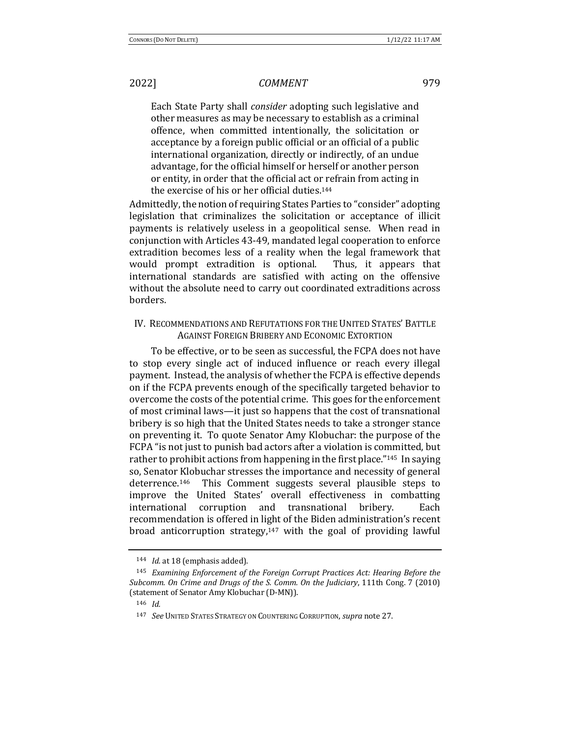> Each State Party shall *consider* adopting such legislative and other measures as may be necessary to establish as a criminal offence, when committed intentionally, the solicitation or acceptance by a foreign public official or an official of a public international organization, directly or indirectly, of an undue advantage, for the official himself or herself or another person or entity, in order that the official act or refrain from acting in the exercise of his or her official duties.[144]

Admittedly, the notion of requiring States Parties to "consider" adopting legislation that criminalizes the solicitation or acceptance of illicit payments is relatively useless in a geopolitical sense. When read in conjunction with Articles 43-49, mandated legal cooperation to enforce extradition becomes less of a reality when the legal framework that would prompt extradition is optional. Thus, it appears that international standards are satisfied with acting on the offensive without the absolute need to carry out coordinated extraditions across borders.

## IV. Recommendations and Refutations for the United States' Battle Against Foreign Bribery and Economic Extortion

To be effective, or to be seen as successful, the FCPA does not have to stop every single act of induced influence or reach every illegal payment. Instead, the analysis of whether the FCPA is effective depends on if the FCPA prevents enough of the specifically targeted behavior to overcome the costs of the potential crime. This goes for the enforcement of most criminal laws—it just so happens that the cost of transnational bribery is so high that the United States needs to take a stronger stance on preventing it. To quote Senator Amy Klobuchar: the purpose of the FCPA "is not just to punish bad actors after a violation is committed, but rather to prohibit actions from happening in the first place."[145] In saying so, Senator Klobuchar stresses the importance and necessity of general deterrence.[146] This Comment suggests several plausible steps to improve the United States' overall effectiveness in combatting international corruption and transnational bribery. Each recommendation is offered in light of the Biden administration's recent broad anticorruption strategy,[147] with the goal of providing lawful

---

[144] *Id.* at 18 (emphasis added).

[145] *Examining Enforcement of the Foreign Corrupt Practices Act: Hearing Before the Subcomm. On Crime and Drugs of the S. Comm. On the Judiciary*, 111th Cong. 7 (2010) (statement of Senator Amy Klobuchar (D-MN)).

[146] *Id.*

[147] *See* United States Strategy on Countering Corruption, *supra* note 27.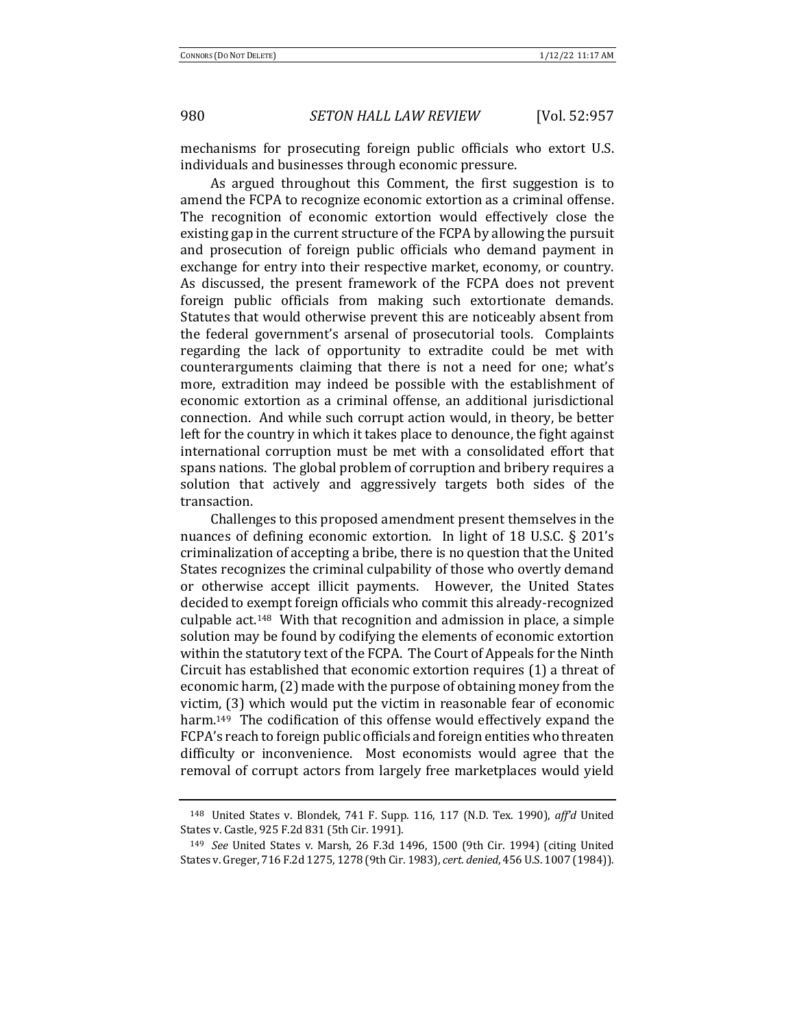mechanisms for prosecuting foreign public officials who extort U.S. individuals and businesses through economic pressure.

As argued throughout this Comment, the first suggestion is to amend the FCPA to recognize economic extortion as a criminal offense. The recognition of economic extortion would effectively close the existing gap in the current structure of the FCPA by allowing the pursuit and prosecution of foreign public officials who demand payment in exchange for entry into their respective market, economy, or country. As discussed, the present framework of the FCPA does not prevent foreign public officials from making such extortionate demands. Statutes that would otherwise prevent this are noticeably absent from the federal government's arsenal of prosecutorial tools. Complaints regarding the lack of opportunity to extradite could be met with counterarguments claiming that there is not a need for one; what's more, extradition may indeed be possible with the establishment of economic extortion as a criminal offense, an additional jurisdictional connection. And while such corrupt action would, in theory, be better left for the country in which it takes place to denounce, the fight against international corruption must be met with a consolidated effort that spans nations. The global problem of corruption and bribery requires a solution that actively and aggressively targets both sides of the transaction.

Challenges to this proposed amendment present themselves in the nuances of defining economic extortion. In light of 18 U.S.C. § 201's criminalization of accepting a bribe, there is no question that the United States recognizes the criminal culpability of those who overtly demand or otherwise accept illicit payments. However, the United States decided to exempt foreign officials who commit this already-recognized culpable act.[148] With that recognition and admission in place, a simple solution may be found by codifying the elements of economic extortion within the statutory text of the FCPA. The Court of Appeals for the Ninth Circuit has established that economic extortion requires (1) a threat of economic harm, (2) made with the purpose of obtaining money from the victim, (3) which would put the victim in reasonable fear of economic harm.[149] The codification of this offense would effectively expand the FCPA's reach to foreign public officials and foreign entities who threaten difficulty or inconvenience. Most economists would agree that the removal of corrupt actors from largely free marketplaces would yield

---

[148] United States v. Blondek, 741 F. Supp. 116, 117 (N.D. Tex. 1990), *aff'd* United States v. Castle, 925 F.2d 831 (5th Cir. 1991).

[149] *See* United States v. Marsh, 26 F.3d 1496, 1500 (9th Cir. 1994) (citing United States v. Greger, 716 F.2d 1275, 1278 (9th Cir. 1983), *cert. denied*, 456 U.S. 1007 (1984)).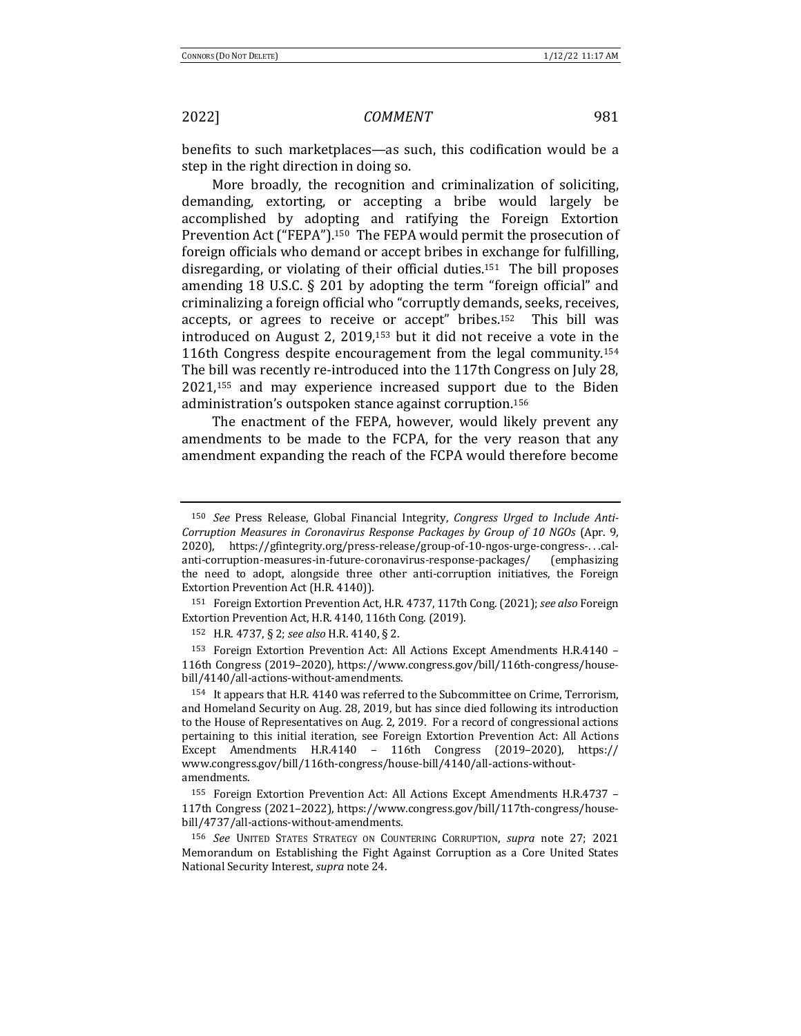benefits to such marketplaces—as such, this codification would be a step in the right direction in doing so.

More broadly, the recognition and criminalization of soliciting, demanding, extorting, or accepting a bribe would largely be accomplished by adopting and ratifying the Foreign Extortion Prevention Act ("FEPA").[150] The FEPA would permit the prosecution of foreign officials who demand or accept bribes in exchange for fulfilling, disregarding, or violating of their official duties.[151] The bill proposes amending 18 U.S.C. § 201 by adopting the term "foreign official" and criminalizing a foreign official who "corruptly demands, seeks, receives, accepts, or agrees to receive or accept" bribes.[152] This bill was introduced on August 2, 2019,[153] but it did not receive a vote in the 116th Congress despite encouragement from the legal community.[154] The bill was recently re-introduced into the 117th Congress on July 28, 2021,[155] and may experience increased support due to the Biden administration's outspoken stance against corruption.[156]

The enactment of the FEPA, however, would likely prevent any amendments to be made to the FCPA, for the very reason that any amendment expanding the reach of the FCPA would therefore become

---

[150] *See* Press Release, Global Financial Integrity, *Congress Urged to Include Anti-Corruption Measures in Coronavirus Response Packages by Group of 10 NGOs* (Apr. 9, 2020), https://gfintegrity.org/press-release/group-of-10-ngos-urge-congress-. . .cal-anti-corruption-measures-in-future-coronavirus-response-packages/ (emphasizing the need to adopt, alongside three other anti-corruption initiatives, the Foreign Extortion Prevention Act (H.R. 4140)).

[151] Foreign Extortion Prevention Act, H.R. 4737, 117th Cong. (2021); *see also* Foreign Extortion Prevention Act, H.R. 4140, 116th Cong. (2019).

[152] H.R. 4737, § 2; *see also* H.R. 4140, § 2.

[153] Foreign Extortion Prevention Act: All Actions Except Amendments H.R.4140 – 116th Congress (2019–2020), https://www.congress.gov/bill/116th-congress/house-bill/4140/all-actions-without-amendments.

[154] It appears that H.R. 4140 was referred to the Subcommittee on Crime, Terrorism, and Homeland Security on Aug. 28, 2019, but has since died following its introduction to the House of Representatives on Aug. 2, 2019. For a record of congressional actions pertaining to this initial iteration, see Foreign Extortion Prevention Act: All Actions Except Amendments H.R.4140 – 116th Congress (2019–2020), https://www.congress.gov/bill/116th-congress/house-bill/4140/all-actions-without-amendments.

[155] Foreign Extortion Prevention Act: All Actions Except Amendments H.R.4737 – 117th Congress (2021–2022), https://www.congress.gov/bill/117th-congress/house-bill/4737/all-actions-without-amendments.

[156] *See* UNITED STATES STRATEGY ON COUNTERING CORRUPTION, *supra* note 27; 2021 Memorandum on Establishing the Fight Against Corruption as a Core United States National Security Interest, *supra* note 24.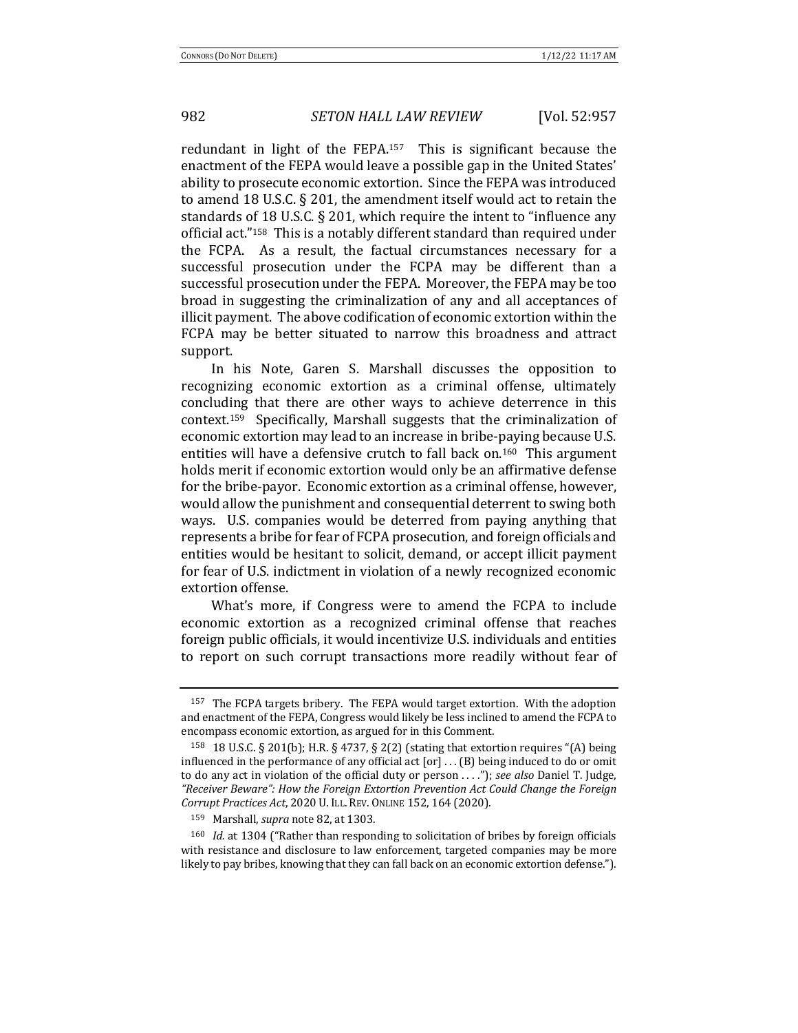redundant in light of the FEPA.[157] This is significant because the enactment of the FEPA would leave a possible gap in the United States' ability to prosecute economic extortion. Since the FEPA was introduced to amend 18 U.S.C. § 201, the amendment itself would act to retain the standards of 18 U.S.C. § 201, which require the intent to "influence any official act."[158] This is a notably different standard than required under the FCPA. As a result, the factual circumstances necessary for a successful prosecution under the FCPA may be different than a successful prosecution under the FEPA. Moreover, the FEPA may be too broad in suggesting the criminalization of any and all acceptances of illicit payment. The above codification of economic extortion within the FCPA may be better situated to narrow this broadness and attract support.

In his Note, Garen S. Marshall discusses the opposition to recognizing economic extortion as a criminal offense, ultimately concluding that there are other ways to achieve deterrence in this context.[159] Specifically, Marshall suggests that the criminalization of economic extortion may lead to an increase in bribe-paying because U.S. entities will have a defensive crutch to fall back on.[160] This argument holds merit if economic extortion would only be an affirmative defense for the bribe-payor. Economic extortion as a criminal offense, however, would allow the punishment and consequential deterrent to swing both ways. U.S. companies would be deterred from paying anything that represents a bribe for fear of FCPA prosecution, and foreign officials and entities would be hesitant to solicit, demand, or accept illicit payment for fear of U.S. indictment in violation of a newly recognized economic extortion offense.

What's more, if Congress were to amend the FCPA to include economic extortion as a recognized criminal offense that reaches foreign public officials, it would incentivize U.S. individuals and entities to report on such corrupt transactions more readily without fear of

---

[157] The FCPA targets bribery. The FEPA would target extortion. With the adoption and enactment of the FEPA, Congress would likely be less inclined to amend the FCPA to encompass economic extortion, as argued for in this Comment.

[158] 18 U.S.C. § 201(b); H.R. § 4737, § 2(2) (stating that extortion requires "(A) being influenced in the performance of any official act [or] . . . (B) being induced to do or omit to do any act in violation of the official duty or person . . . ."); *see also* Daniel T. Judge, *"Receiver Beware": How the Foreign Extortion Prevention Act Could Change the Foreign Corrupt Practices Act*, 2020 U. ILL. REV. ONLINE 152, 164 (2020).

[159] Marshall, *supra* note 82, at 1303.

[160] *Id.* at 1304 ("Rather than responding to solicitation of bribes by foreign officials with resistance and disclosure to law enforcement, targeted companies may be more likely to pay bribes, knowing that they can fall back on an economic extortion defense.").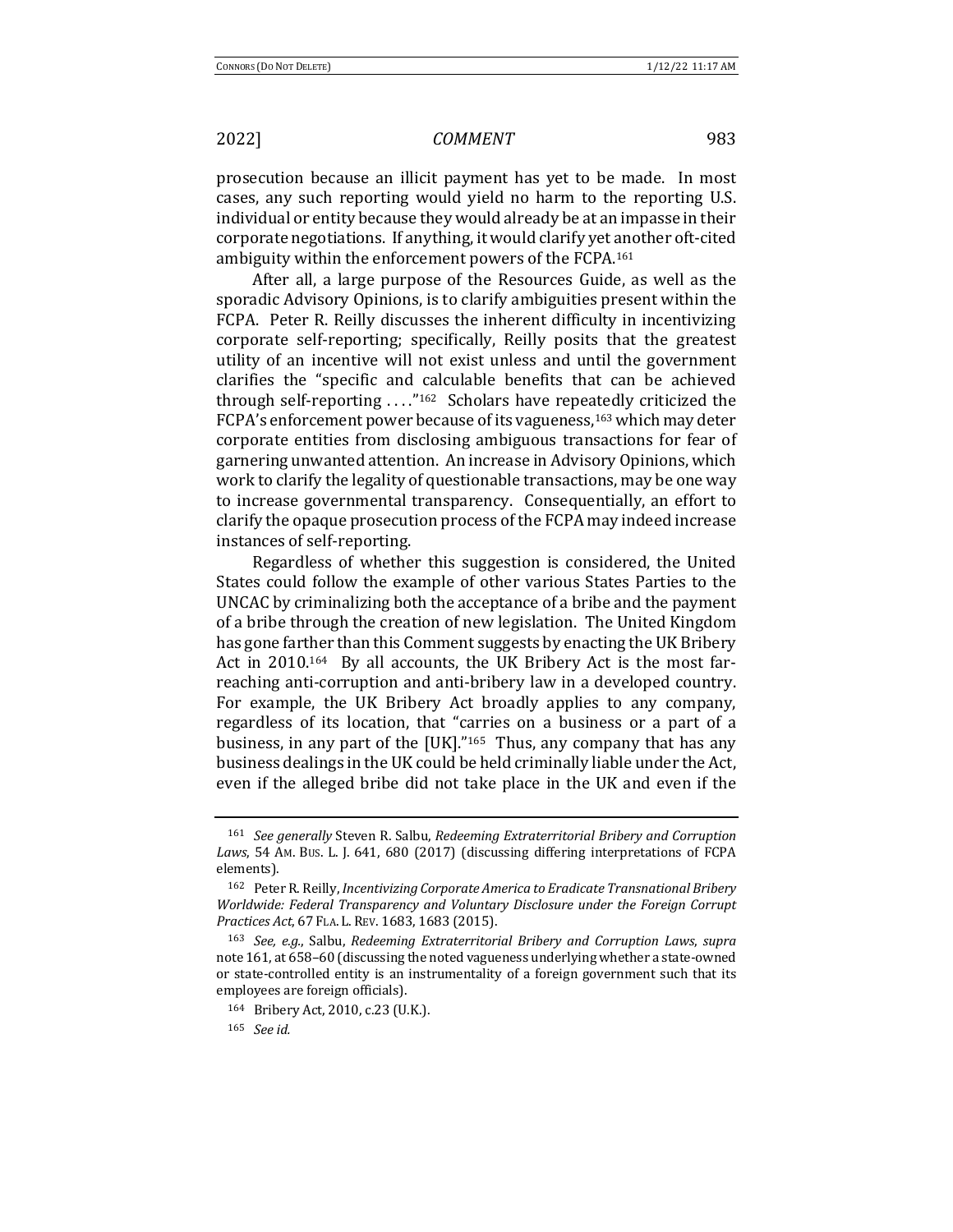prosecution because an illicit payment has yet to be made. In most cases, any such reporting would yield no harm to the reporting U.S. individual or entity because they would already be at an impasse in their corporate negotiations. If anything, it would clarify yet another oft-cited ambiguity within the enforcement powers of the FCPA.[161]

After all, a large purpose of the Resources Guide, as well as the sporadic Advisory Opinions, is to clarify ambiguities present within the FCPA. Peter R. Reilly discusses the inherent difficulty in incentivizing corporate self-reporting; specifically, Reilly posits that the greatest utility of an incentive will not exist unless and until the government clarifies the "specific and calculable benefits that can be achieved through self-reporting . . . ."[162] Scholars have repeatedly criticized the FCPA's enforcement power because of its vagueness,[163] which may deter corporate entities from disclosing ambiguous transactions for fear of garnering unwanted attention. An increase in Advisory Opinions, which work to clarify the legality of questionable transactions, may be one way to increase governmental transparency. Consequentially, an effort to clarify the opaque prosecution process of the FCPA may indeed increase instances of self-reporting.

Regardless of whether this suggestion is considered, the United States could follow the example of other various States Parties to the UNCAC by criminalizing both the acceptance of a bribe and the payment of a bribe through the creation of new legislation. The United Kingdom has gone farther than this Comment suggests by enacting the UK Bribery Act in 2010.[164] By all accounts, the UK Bribery Act is the most far-reaching anti-corruption and anti-bribery law in a developed country. For example, the UK Bribery Act broadly applies to any company, regardless of its location, that "carries on a business or a part of a business, in any part of the [UK]."[165] Thus, any company that has any business dealings in the UK could be held criminally liable under the Act, even if the alleged bribe did not take place in the UK and even if the

---

[161] *See generally* Steven R. Salbu, *Redeeming Extraterritorial Bribery and Corruption Laws*, 54 AM. BUS. L. J. 641, 680 (2017) (discussing differing interpretations of FCPA elements).

[162] Peter R. Reilly, *Incentivizing Corporate America to Eradicate Transnational Bribery Worldwide: Federal Transparency and Voluntary Disclosure under the Foreign Corrupt Practices Act*, 67 FLA. L. REV. 1683, 1683 (2015).

[163] *See, e.g.*, Salbu, *Redeeming Extraterritorial Bribery and Corruption Laws*, *supra* note 161, at 658–60 (discussing the noted vagueness underlying whether a state-owned or state-controlled entity is an instrumentality of a foreign government such that its employees are foreign officials).

[164] Bribery Act, 2010, c.23 (U.K.).

[165] *See id.*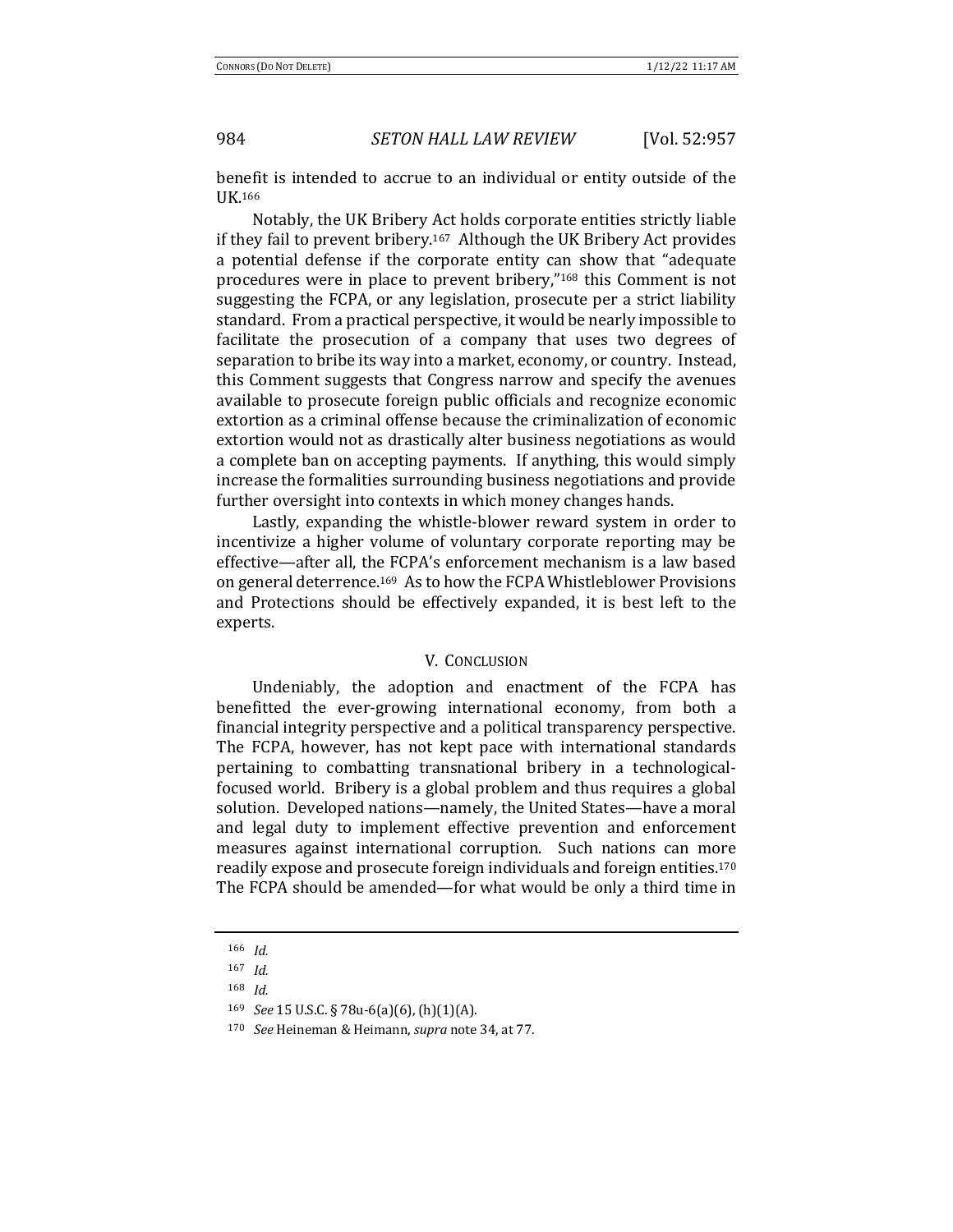benefit is intended to accrue to an individual or entity outside of the UK.[166]

Notably, the UK Bribery Act holds corporate entities strictly liable if they fail to prevent bribery.[167] Although the UK Bribery Act provides a potential defense if the corporate entity can show that "adequate procedures were in place to prevent bribery,"[168] this Comment is not suggesting the FCPA, or any legislation, prosecute per a strict liability standard. From a practical perspective, it would be nearly impossible to facilitate the prosecution of a company that uses two degrees of separation to bribe its way into a market, economy, or country. Instead, this Comment suggests that Congress narrow and specify the avenues available to prosecute foreign public officials and recognize economic extortion as a criminal offense because the criminalization of economic extortion would not as drastically alter business negotiations as would a complete ban on accepting payments. If anything, this would simply increase the formalities surrounding business negotiations and provide further oversight into contexts in which money changes hands.

Lastly, expanding the whistle-blower reward system in order to incentivize a higher volume of voluntary corporate reporting may be effective—after all, the FCPA's enforcement mechanism is a law based on general deterrence.[169] As to how the FCPA Whistleblower Provisions and Protections should be effectively expanded, it is best left to the experts.

## V. Conclusion

Undeniably, the adoption and enactment of the FCPA has benefitted the ever-growing international economy, from both a financial integrity perspective and a political transparency perspective. The FCPA, however, has not kept pace with international standards pertaining to combatting transnational bribery in a technological-focused world. Bribery is a global problem and thus requires a global solution. Developed nations—namely, the United States—have a moral and legal duty to implement effective prevention and enforcement measures against international corruption. Such nations can more readily expose and prosecute foreign individuals and foreign entities.[170] The FCPA should be amended—for what would be only a third time in

---

[166] *Id.*

[167] *Id.*

[168] *Id.*

[169] *See* 15 U.S.C. § 78u-6(a)(6), (h)(1)(A).

[170] *See* Heineman & Heimann, *supra* note 34, at 77.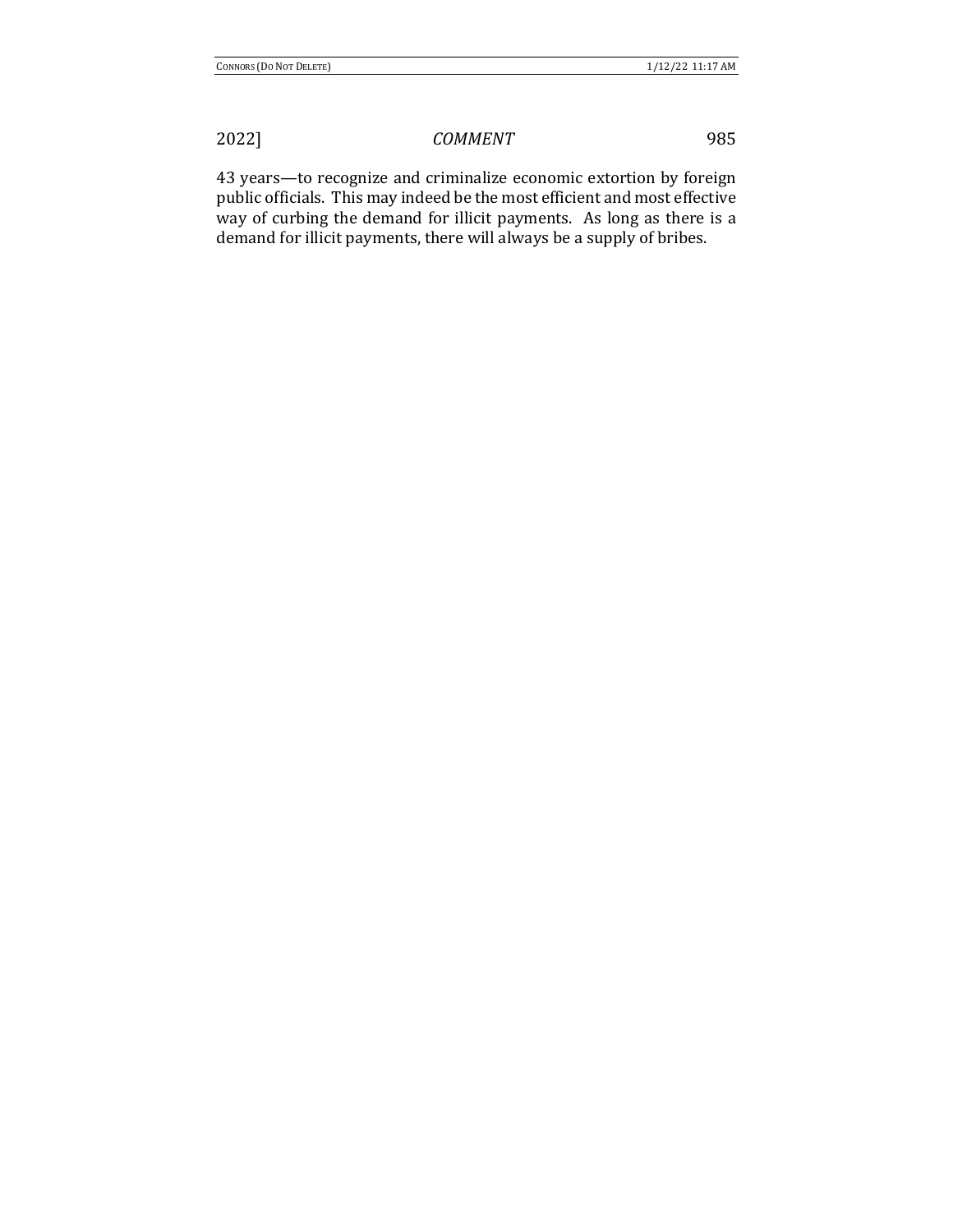43 years—to recognize and criminalize economic extortion by foreign public officials. This may indeed be the most efficient and most effective way of curbing the demand for illicit payments. As long as there is a demand for illicit payments, there will always be a supply of bribes.